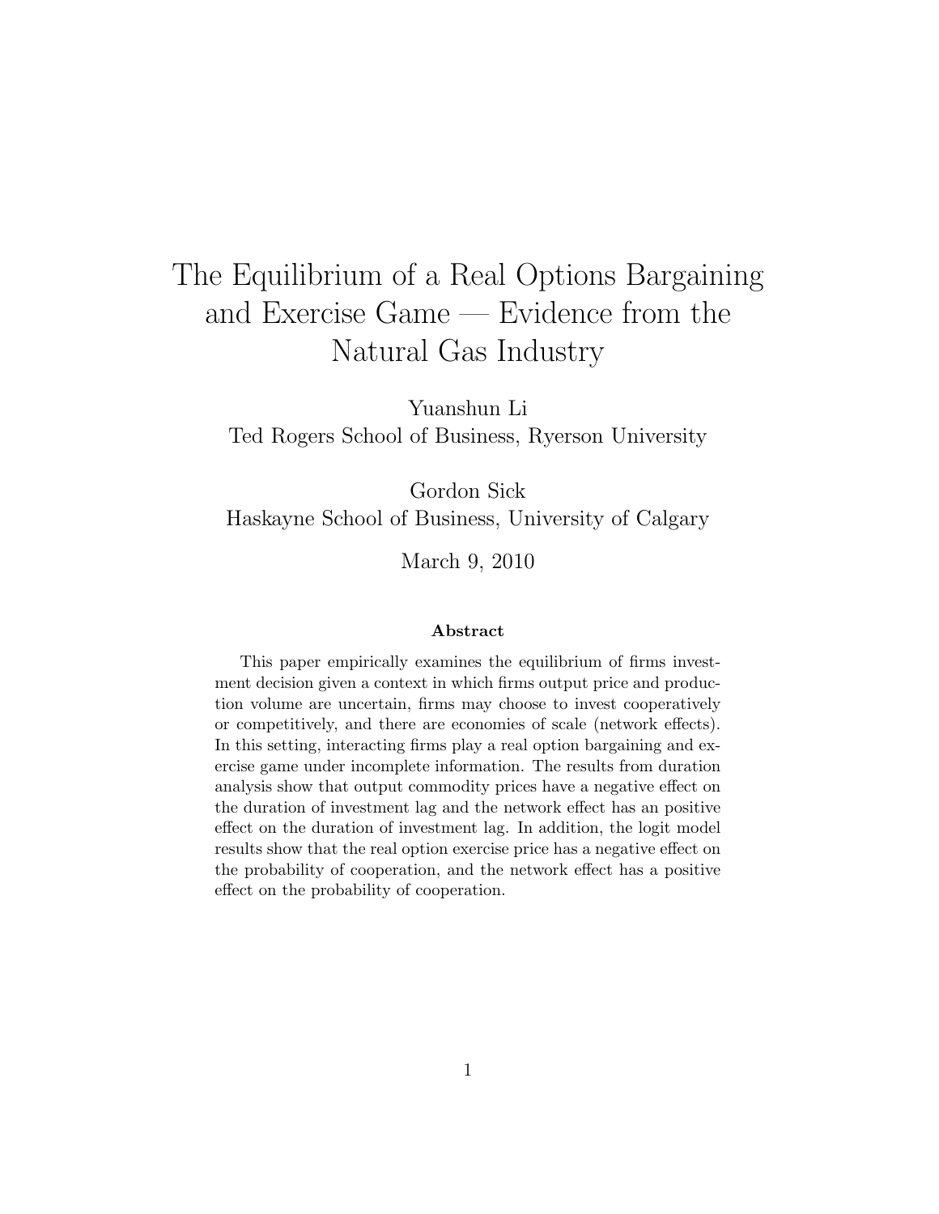# The Equilibrium of a Real Options Bargaining and Exercise Game — Evidence from the Natural Gas Industry

Yuanshun Li
Ted Rogers School of Business, Ryerson University

Gordon Sick
Haskayne School of Business, University of Calgary

March 9, 2010

### Abstract

This paper empirically examines the equilibrium of firms investment decision given a context in which firms output price and production volume are uncertain, firms may choose to invest cooperatively or competitively, and there are economies of scale (network effects). In this setting, interacting firms play a real option bargaining and exercise game under incomplete information. The results from duration analysis show that output commodity prices have a negative effect on the duration of investment lag and the network effect has an positive effect on the duration of investment lag. In addition, the logit model results show that the real option exercise price has a negative effect on the probability of cooperation, and the network effect has a positive effect on the probability of cooperation.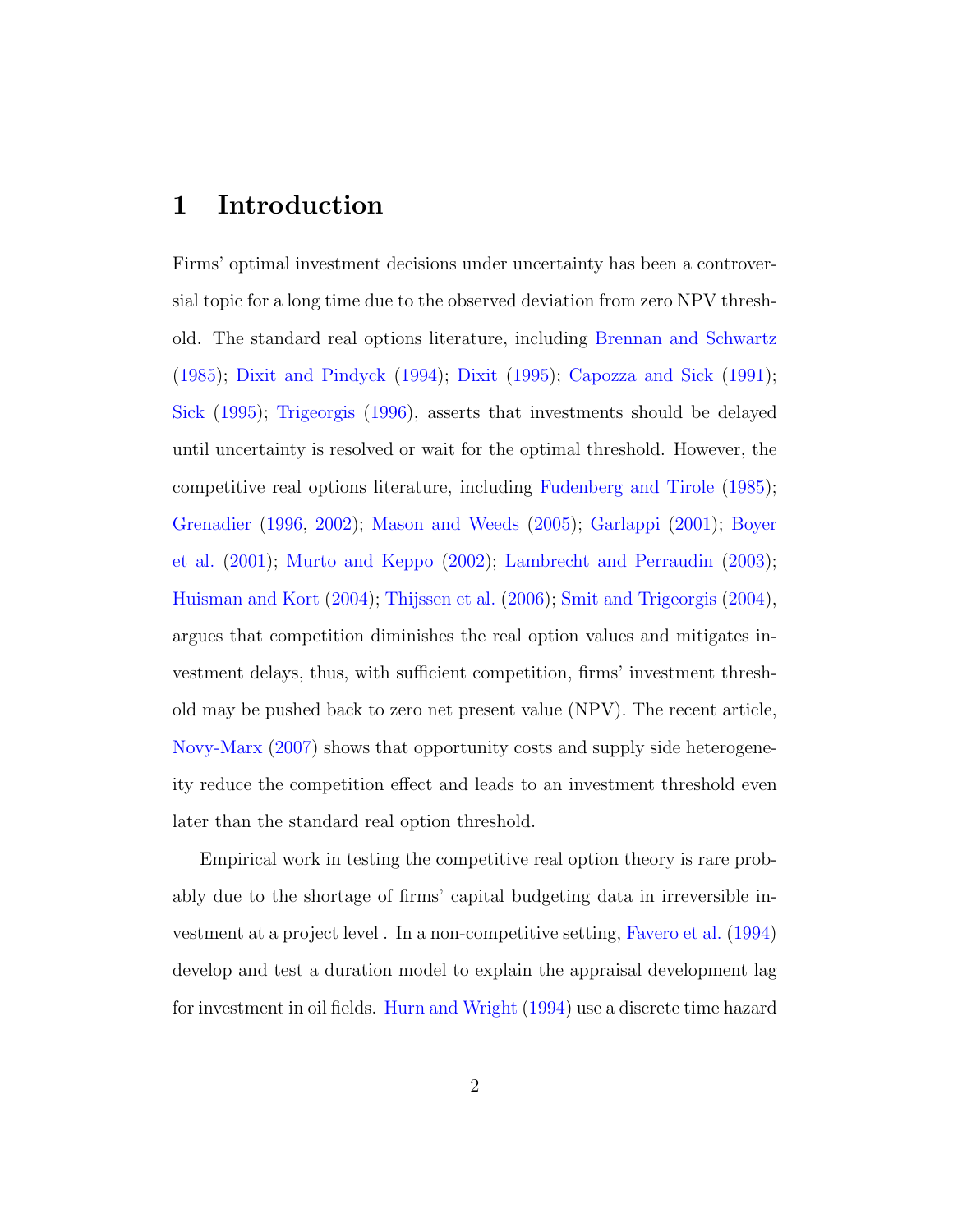# 1 Introduction

Firms' optimal investment decisions under uncertainty has been a controversial topic for a long time due to the observed deviation from zero NPV threshold. The standard real options literature, including Brennan and Schwartz (1985); Dixit and Pindyck (1994); Dixit (1995); Capozza and Sick (1991); Sick (1995); Trigeorgis (1996), asserts that investments should be delayed until uncertainty is resolved or wait for the optimal threshold. However, the competitive real options literature, including Fudenberg and Tirole (1985); Grenadier (1996, 2002); Mason and Weeds (2005); Garlappi (2001); Boyer et al. (2001); Murto and Keppo (2002); Lambrecht and Perraudin (2003); Huisman and Kort (2004); Thijssen et al. (2006); Smit and Trigeorgis (2004), argues that competition diminishes the real option values and mitigates investment delays, thus, with sufficient competition, firms' investment threshold may be pushed back to zero net present value (NPV). The recent article, Novy-Marx (2007) shows that opportunity costs and supply side heterogeneity reduce the competition effect and leads to an investment threshold even later than the standard real option threshold.

Empirical work in testing the competitive real option theory is rare probably due to the shortage of firms' capital budgeting data in irreversible investment at a project level . In a non-competitive setting, Favero et al. (1994) develop and test a duration model to explain the appraisal development lag for investment in oil fields. Hurn and Wright (1994) use a discrete time hazard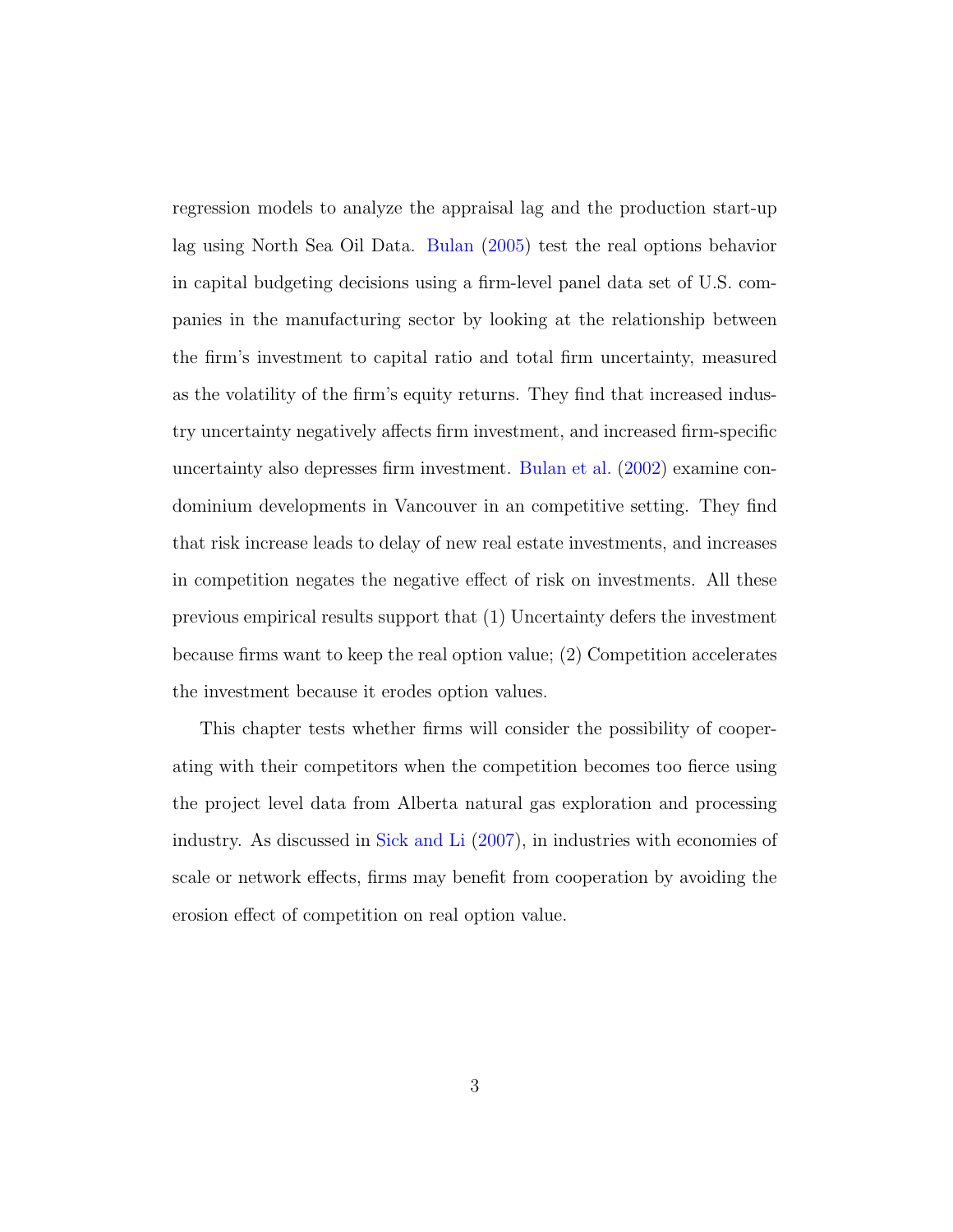regression models to analyze the appraisal lag and the production start-up lag using North Sea Oil Data. Bulan (2005) test the real options behavior in capital budgeting decisions using a firm-level panel data set of U.S. companies in the manufacturing sector by looking at the relationship between the firm's investment to capital ratio and total firm uncertainty, measured as the volatility of the firm's equity returns. They find that increased industry uncertainty negatively affects firm investment, and increased firm-specific uncertainty also depresses firm investment. Bulan et al. (2002) examine condominium developments in Vancouver in an competitive setting. They find that risk increase leads to delay of new real estate investments, and increases in competition negates the negative effect of risk on investments. All these previous empirical results support that (1) Uncertainty defers the investment because firms want to keep the real option value; (2) Competition accelerates the investment because it erodes option values.

This chapter tests whether firms will consider the possibility of cooperating with their competitors when the competition becomes too fierce using the project level data from Alberta natural gas exploration and processing industry. As discussed in Sick and Li (2007), in industries with economies of scale or network effects, firms may benefit from cooperation by avoiding the erosion effect of competition on real option value.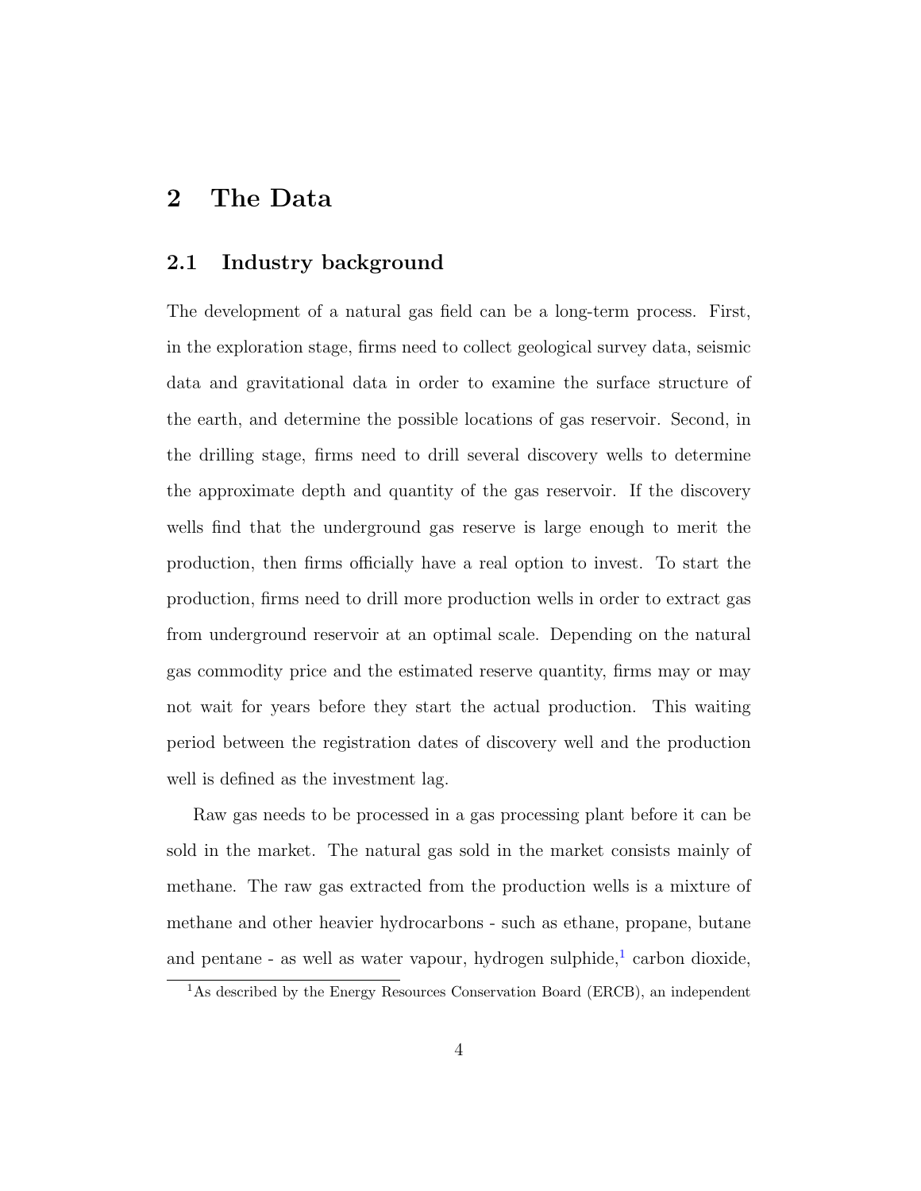# 2 The Data

## 2.1 Industry background

The development of a natural gas field can be a long-term process. First, in the exploration stage, firms need to collect geological survey data, seismic data and gravitational data in order to examine the surface structure of the earth, and determine the possible locations of gas reservoir. Second, in the drilling stage, firms need to drill several discovery wells to determine the approximate depth and quantity of the gas reservoir. If the discovery wells find that the underground gas reserve is large enough to merit the production, then firms officially have a real option to invest. To start the production, firms need to drill more production wells in order to extract gas from underground reservoir at an optimal scale. Depending on the natural gas commodity price and the estimated reserve quantity, firms may or may not wait for years before they start the actual production. This waiting period between the registration dates of discovery well and the production well is defined as the investment lag.

Raw gas needs to be processed in a gas processing plant before it can be sold in the market. The natural gas sold in the market consists mainly of methane. The raw gas extracted from the production wells is a mixture of methane and other heavier hydrocarbons - such as ethane, propane, butane and pentane - as well as water vapour, hydrogen sulphide,[1] carbon dioxide,

[1]As described by the Energy Resources Conservation Board (ERCB), an independent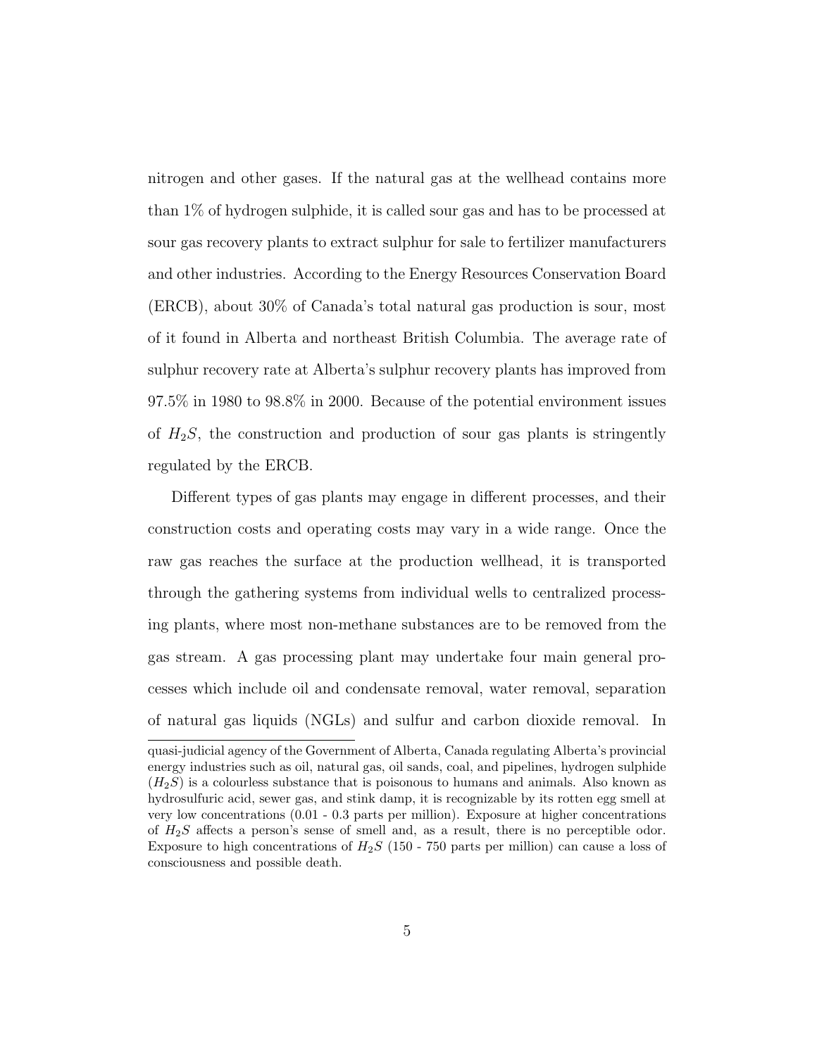nitrogen and other gases. If the natural gas at the wellhead contains more than 1% of hydrogen sulphide, it is called sour gas and has to be processed at sour gas recovery plants to extract sulphur for sale to fertilizer manufacturers and other industries. According to the Energy Resources Conservation Board (ERCB), about 30% of Canada's total natural gas production is sour, most of it found in Alberta and northeast British Columbia. The average rate of sulphur recovery rate at Alberta's sulphur recovery plants has improved from 97.5% in 1980 to 98.8% in 2000. Because of the potential environment issues of $H_2S$, the construction and production of sour gas plants is stringently regulated by the ERCB.

Different types of gas plants may engage in different processes, and their construction costs and operating costs may vary in a wide range. Once the raw gas reaches the surface at the production wellhead, it is transported through the gathering systems from individual wells to centralized processing plants, where most non-methane substances are to be removed from the gas stream. A gas processing plant may undertake four main general processes which include oil and condensate removal, water removal, separation of natural gas liquids (NGLs) and sulfur and carbon dioxide removal. In

---

quasi-judicial agency of the Government of Alberta, Canada regulating Alberta's provincial energy industries such as oil, natural gas, oil sands, coal, and pipelines, hydrogen sulphide ($H_2S$) is a colourless substance that is poisonous to humans and animals. Also known as hydrosulfuric acid, sewer gas, and stink damp, it is recognizable by its rotten egg smell at very low concentrations (0.01 - 0.3 parts per million). Exposure at higher concentrations of $H_2S$ affects a person's sense of smell and, as a result, there is no perceptible odor. Exposure to high concentrations of $H_2S$ (150 - 750 parts per million) can cause a loss of consciousness and possible death.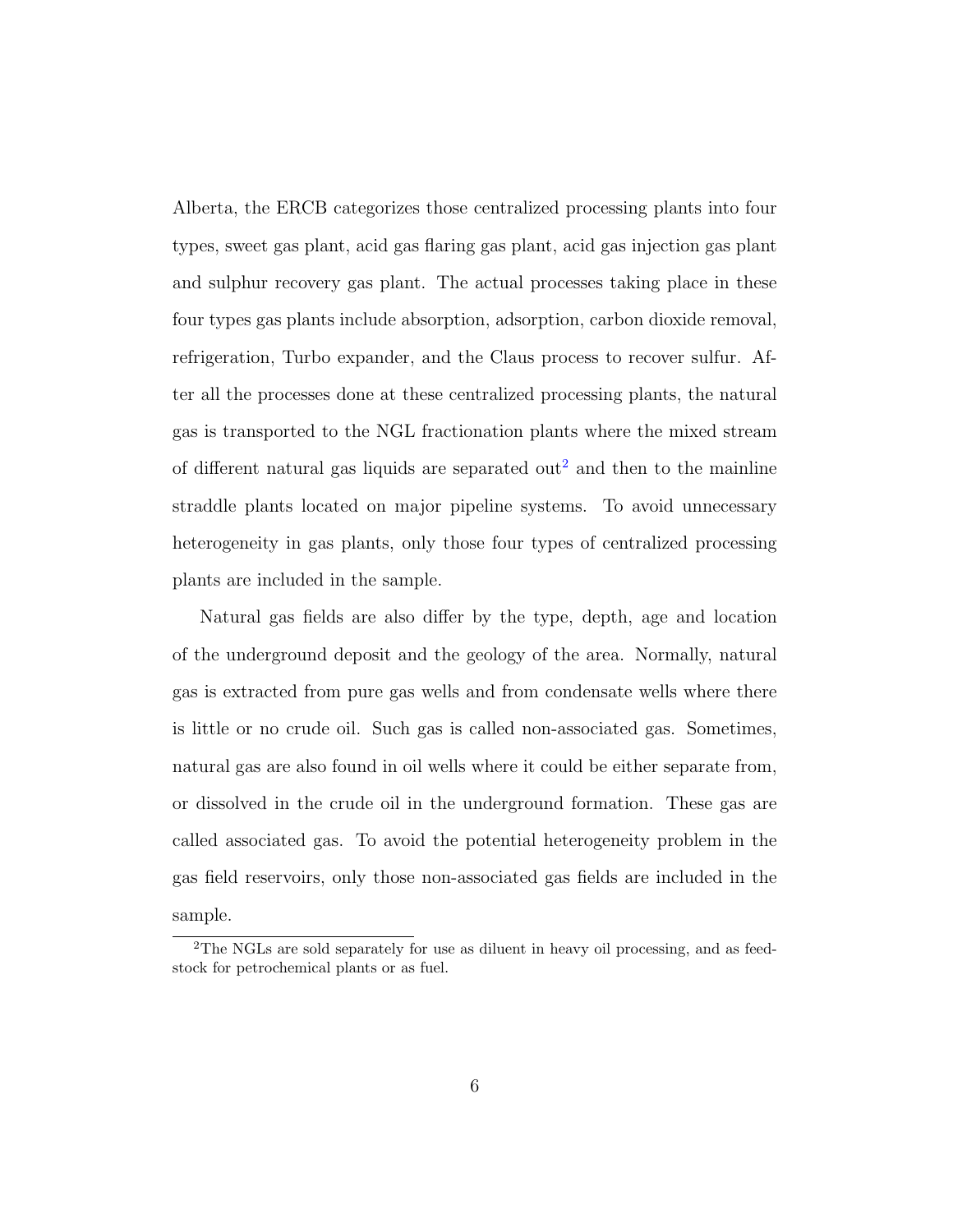Alberta, the ERCB categorizes those centralized processing plants into four types, sweet gas plant, acid gas flaring gas plant, acid gas injection gas plant and sulphur recovery gas plant. The actual processes taking place in these four types gas plants include absorption, adsorption, carbon dioxide removal, refrigeration, Turbo expander, and the Claus process to recover sulfur. After all the processes done at these centralized processing plants, the natural gas is transported to the NGL fractionation plants where the mixed stream of different natural gas liquids are separated out[2] and then to the mainline straddle plants located on major pipeline systems. To avoid unnecessary heterogeneity in gas plants, only those four types of centralized processing plants are included in the sample.

Natural gas fields are also differ by the type, depth, age and location of the underground deposit and the geology of the area. Normally, natural gas is extracted from pure gas wells and from condensate wells where there is little or no crude oil. Such gas is called non-associated gas. Sometimes, natural gas are also found in oil wells where it could be either separate from, or dissolved in the crude oil in the underground formation. These gas are called associated gas. To avoid the potential heterogeneity problem in the gas field reservoirs, only those non-associated gas fields are included in the sample.

[2] The NGLs are sold separately for use as diluent in heavy oil processing, and as feedstock for petrochemical plants or as fuel.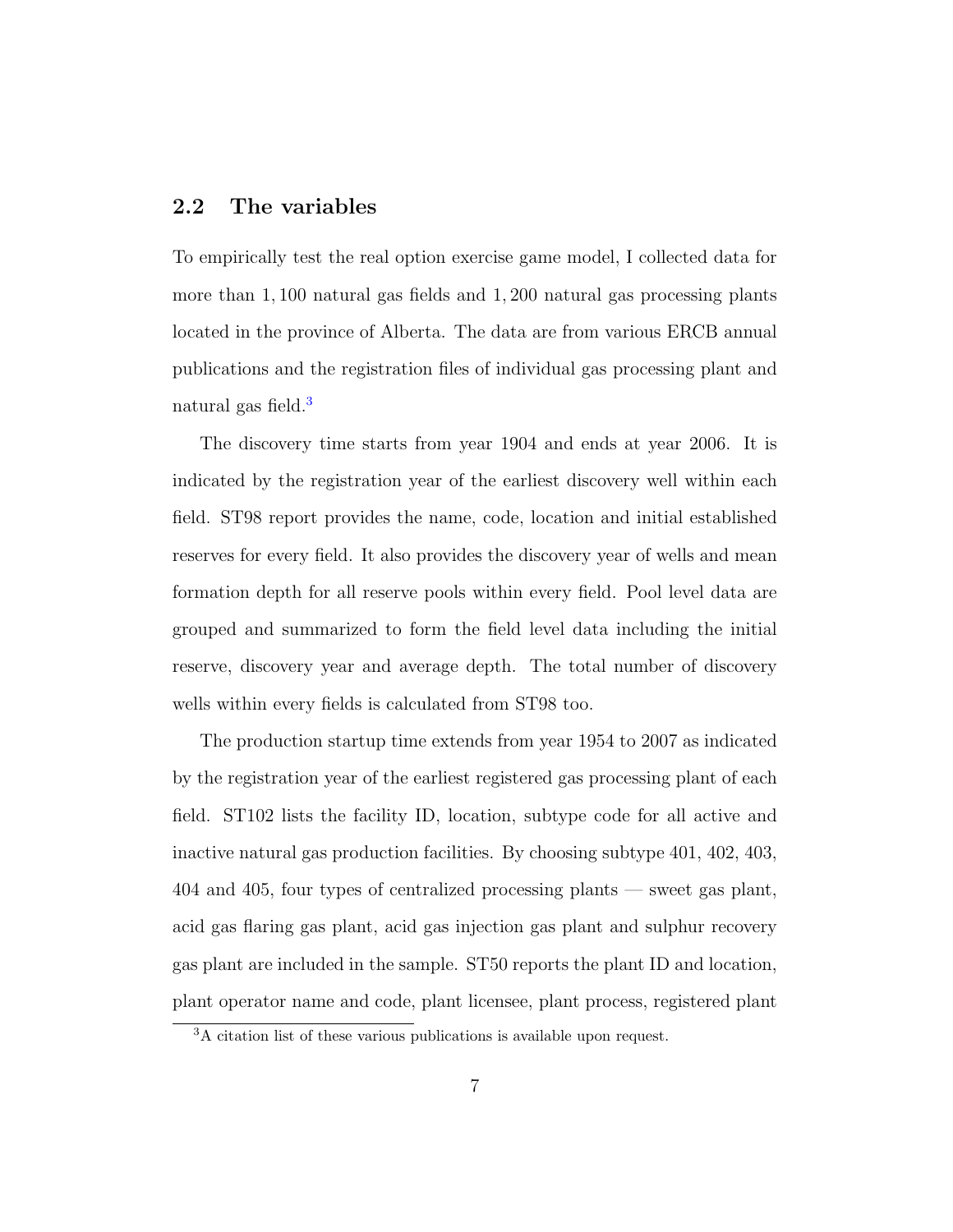## 2.2 The variables

To empirically test the real option exercise game model, I collected data for more than 1,100 natural gas fields and 1,200 natural gas processing plants located in the province of Alberta. The data are from various ERCB annual publications and the registration files of individual gas processing plant and natural gas field.[3]

The discovery time starts from year 1904 and ends at year 2006. It is indicated by the registration year of the earliest discovery well within each field. ST98 report provides the name, code, location and initial established reserves for every field. It also provides the discovery year of wells and mean formation depth for all reserve pools within every field. Pool level data are grouped and summarized to form the field level data including the initial reserve, discovery year and average depth. The total number of discovery wells within every fields is calculated from ST98 too.

The production startup time extends from year 1954 to 2007 as indicated by the registration year of the earliest registered gas processing plant of each field. ST102 lists the facility ID, location, subtype code for all active and inactive natural gas production facilities. By choosing subtype 401, 402, 403, 404 and 405, four types of centralized processing plants — sweet gas plant, acid gas flaring gas plant, acid gas injection gas plant and sulphur recovery gas plant are included in the sample. ST50 reports the plant ID and location, plant operator name and code, plant licensee, plant process, registered plant

[3] A citation list of these various publications is available upon request.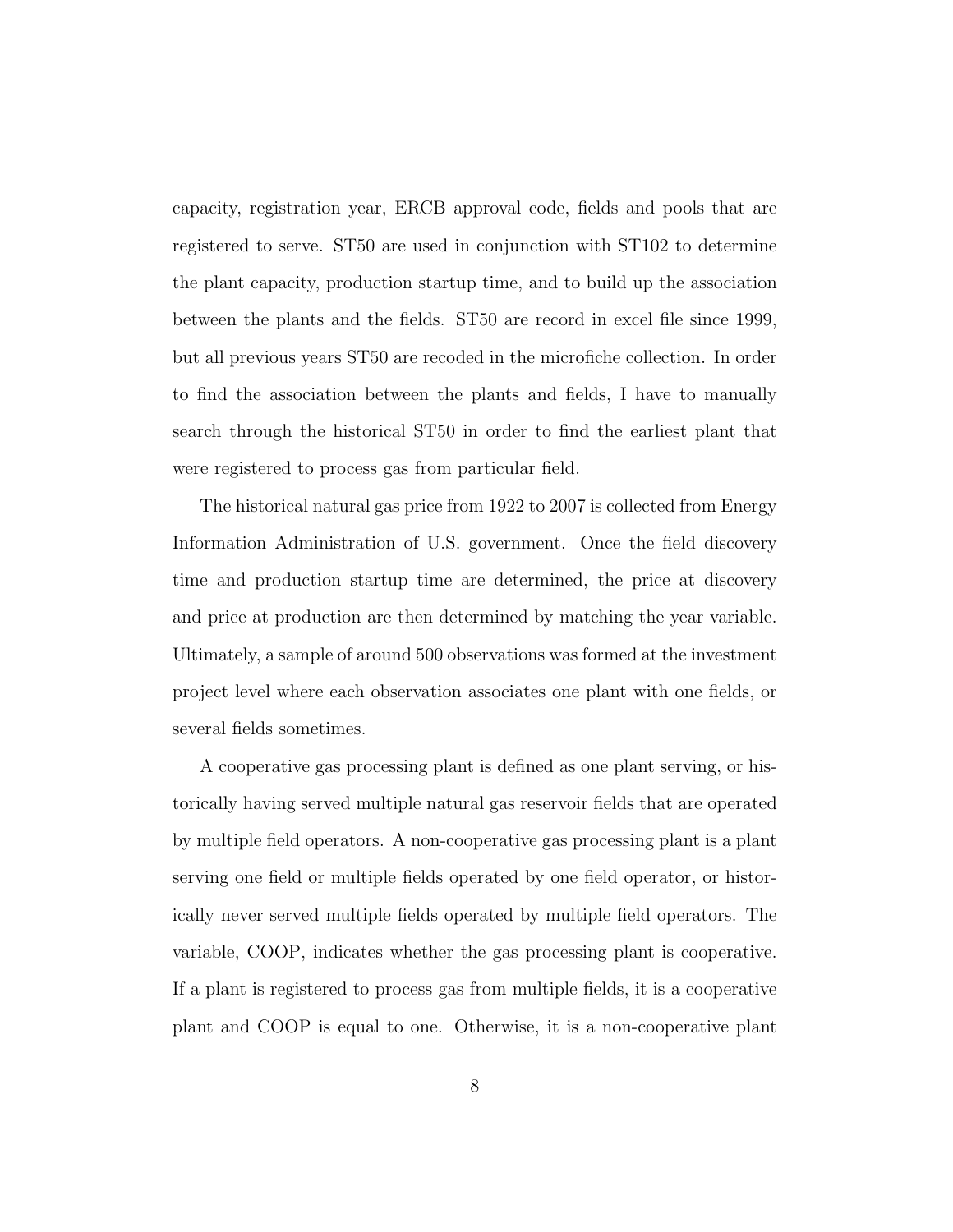capacity, registration year, ERCB approval code, fields and pools that are registered to serve. ST50 are used in conjunction with ST102 to determine the plant capacity, production startup time, and to build up the association between the plants and the fields. ST50 are record in excel file since 1999, but all previous years ST50 are recoded in the microfiche collection. In order to find the association between the plants and fields, I have to manually search through the historical ST50 in order to find the earliest plant that were registered to process gas from particular field.

The historical natural gas price from 1922 to 2007 is collected from Energy Information Administration of U.S. government. Once the field discovery time and production startup time are determined, the price at discovery and price at production are then determined by matching the year variable. Ultimately, a sample of around 500 observations was formed at the investment project level where each observation associates one plant with one fields, or several fields sometimes.

A cooperative gas processing plant is defined as one plant serving, or historically having served multiple natural gas reservoir fields that are operated by multiple field operators. A non-cooperative gas processing plant is a plant serving one field or multiple fields operated by one field operator, or historically never served multiple fields operated by multiple field operators. The variable, COOP, indicates whether the gas processing plant is cooperative. If a plant is registered to process gas from multiple fields, it is a cooperative plant and COOP is equal to one. Otherwise, it is a non-cooperative plant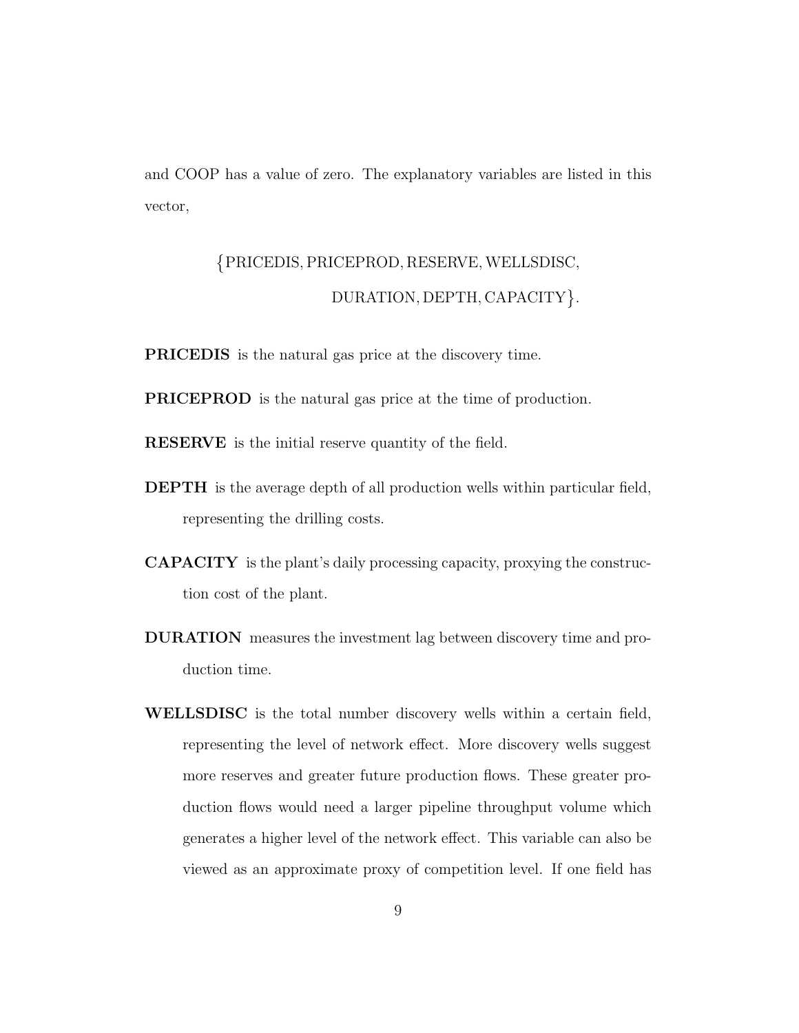and COOP has a value of zero. The explanatory variables are listed in this vector,

$$\big\{\text{PRICEDIS}, \text{PRICEPROD}, \text{RESERVE}, \text{WELLSDISC}, \\ \text{DURATION}, \text{DEPTH}, \text{CAPACITY}\big\}.$$

**PRICEDIS** is the natural gas price at the discovery time.

**PRICEPROD** is the natural gas price at the time of production.

**RESERVE** is the initial reserve quantity of the field.

**DEPTH** is the average depth of all production wells within particular field, representing the drilling costs.

**CAPACITY** is the plant's daily processing capacity, proxying the construction cost of the plant.

**DURATION** measures the investment lag between discovery time and production time.

**WELLSDISC** is the total number discovery wells within a certain field, representing the level of network effect. More discovery wells suggest more reserves and greater future production flows. These greater production flows would need a larger pipeline throughput volume which generates a higher level of the network effect. This variable can also be viewed as an approximate proxy of competition level. If one field has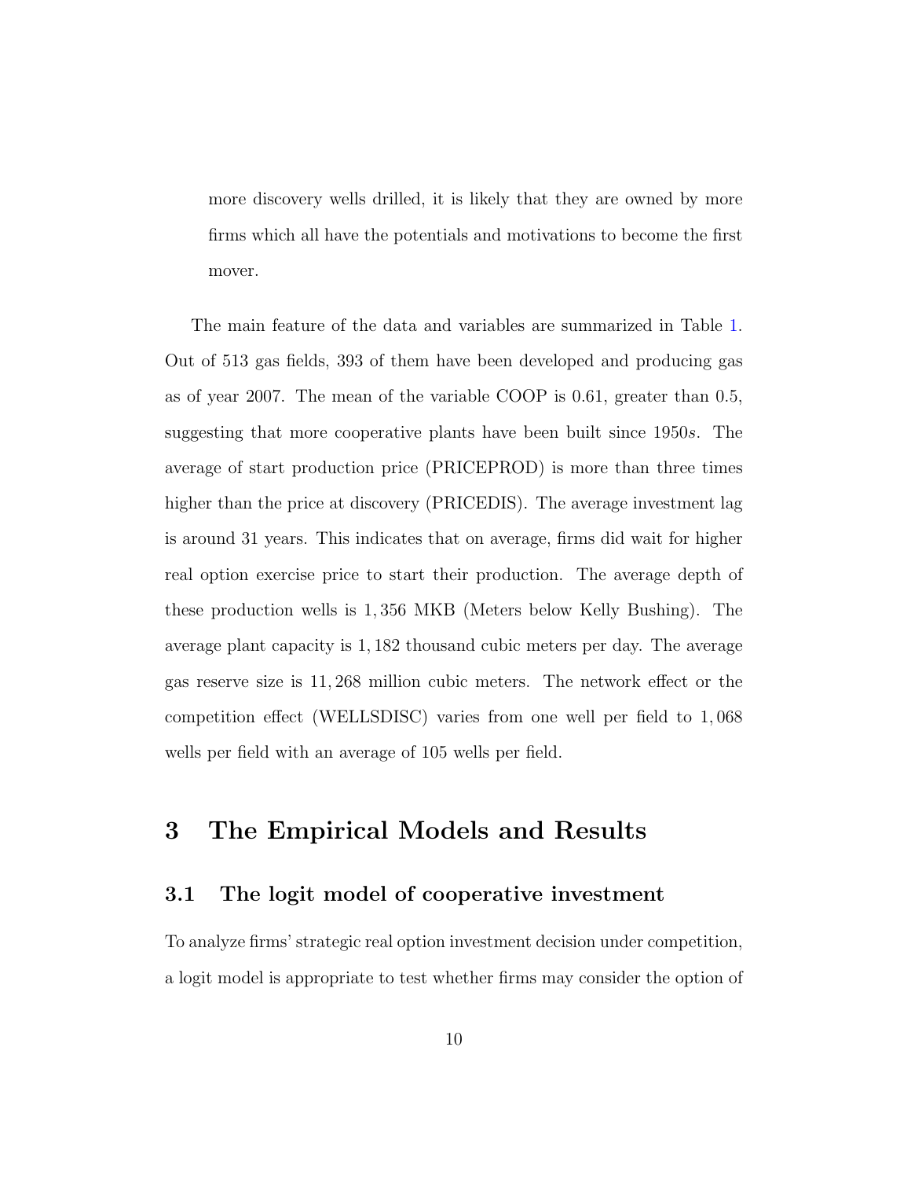more discovery wells drilled, it is likely that they are owned by more firms which all have the potentials and motivations to become the first mover.

The main feature of the data and variables are summarized in Table 1. Out of 513 gas fields, 393 of them have been developed and producing gas as of year 2007. The mean of the variable COOP is 0.61, greater than 0.5, suggesting that more cooperative plants have been built since 1950*s*. The average of start production price (PRICEPROD) is more than three times higher than the price at discovery (PRICEDIS). The average investment lag is around 31 years. This indicates that on average, firms did wait for higher real option exercise price to start their production. The average depth of these production wells is 1,356 MKB (Meters below Kelly Bushing). The average plant capacity is 1,182 thousand cubic meters per day. The average gas reserve size is 11,268 million cubic meters. The network effect or the competition effect (WELLSDISC) varies from one well per field to 1,068 wells per field with an average of 105 wells per field.

# 3 The Empirical Models and Results

## 3.1 The logit model of cooperative investment

To analyze firms' strategic real option investment decision under competition, a logit model is appropriate to test whether firms may consider the option of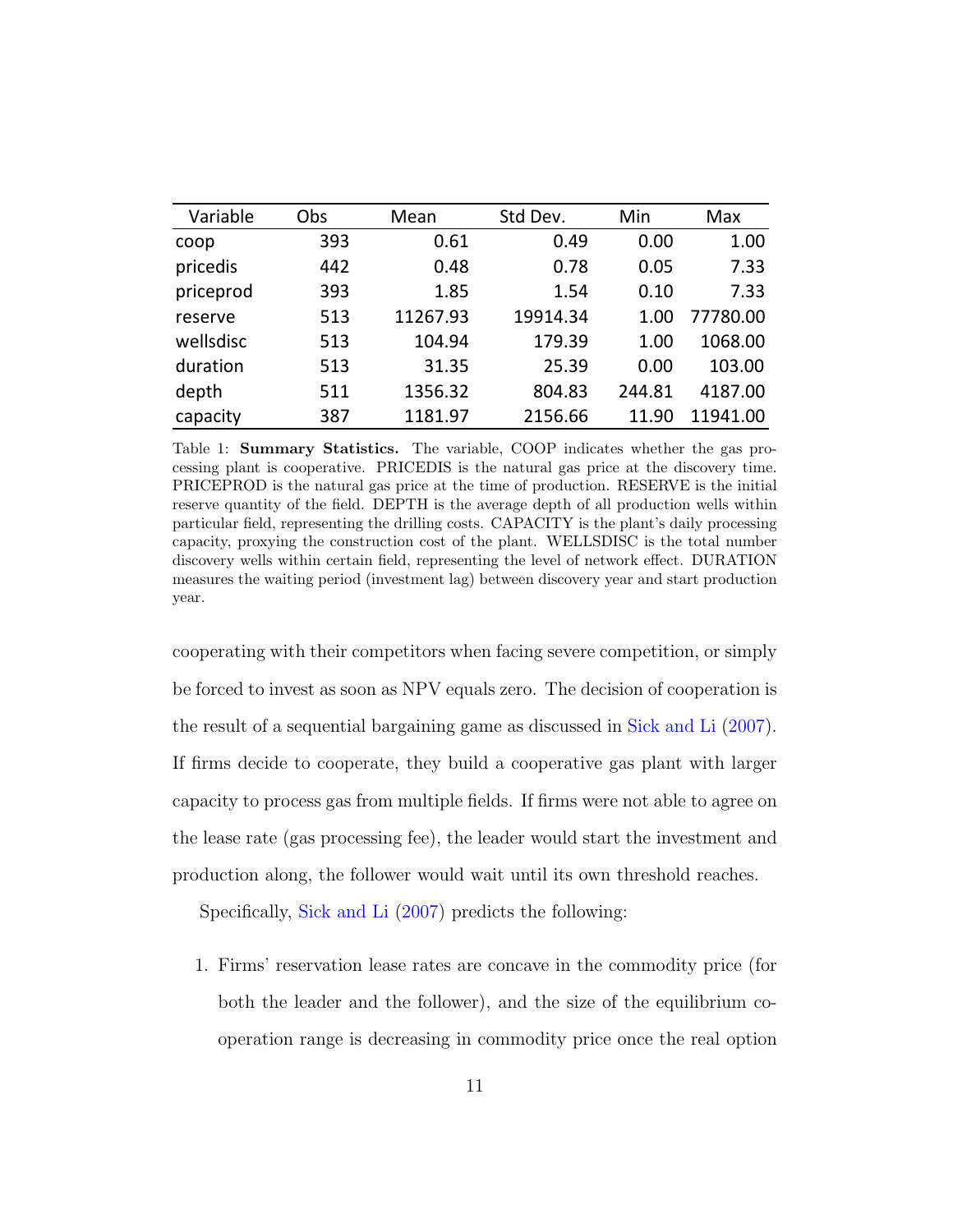| Variable | Obs | Mean | Std Dev. | Min | Max |
|---|---|---|---|---|---|
| coop | 393 | 0.61 | 0.49 | 0.00 | 1.00 |
| pricedis | 442 | 0.48 | 0.78 | 0.05 | 7.33 |
| priceprod | 393 | 1.85 | 1.54 | 0.10 | 7.33 |
| reserve | 513 | 11267.93 | 19914.34 | 1.00 | 77780.00 |
| wellsdisc | 513 | 104.94 | 179.39 | 1.00 | 1068.00 |
| duration | 513 | 31.35 | 25.39 | 0.00 | 103.00 |
| depth | 511 | 1356.32 | 804.83 | 244.81 | 4187.00 |
| capacity | 387 | 1181.97 | 2156.66 | 11.90 | 11941.00 |

Table 1: **Summary Statistics.** The variable, COOP indicates whether the gas processing plant is cooperative. PRICEDIS is the natural gas price at the discovery time. PRICEPROD is the natural gas price at the time of production. RESERVE is the initial reserve quantity of the field. DEPTH is the average depth of all production wells within particular field, representing the drilling costs. CAPACITY is the plant's daily processing capacity, proxying the construction cost of the plant. WELLSDISC is the total number discovery wells within certain field, representing the level of network effect. DURATION measures the waiting period (investment lag) between discovery year and start production year.

cooperating with their competitors when facing severe competition, or simply be forced to invest as soon as NPV equals zero. The decision of cooperation is the result of a sequential bargaining game as discussed in Sick and Li (2007). If firms decide to cooperate, they build a cooperative gas plant with larger capacity to process gas from multiple fields. If firms were not able to agree on the lease rate (gas processing fee), the leader would start the investment and production along, the follower would wait until its own threshold reaches.

Specifically, Sick and Li (2007) predicts the following:

1. Firms' reservation lease rates are concave in the commodity price (for both the leader and the follower), and the size of the equilibrium cooperation range is decreasing in commodity price once the real option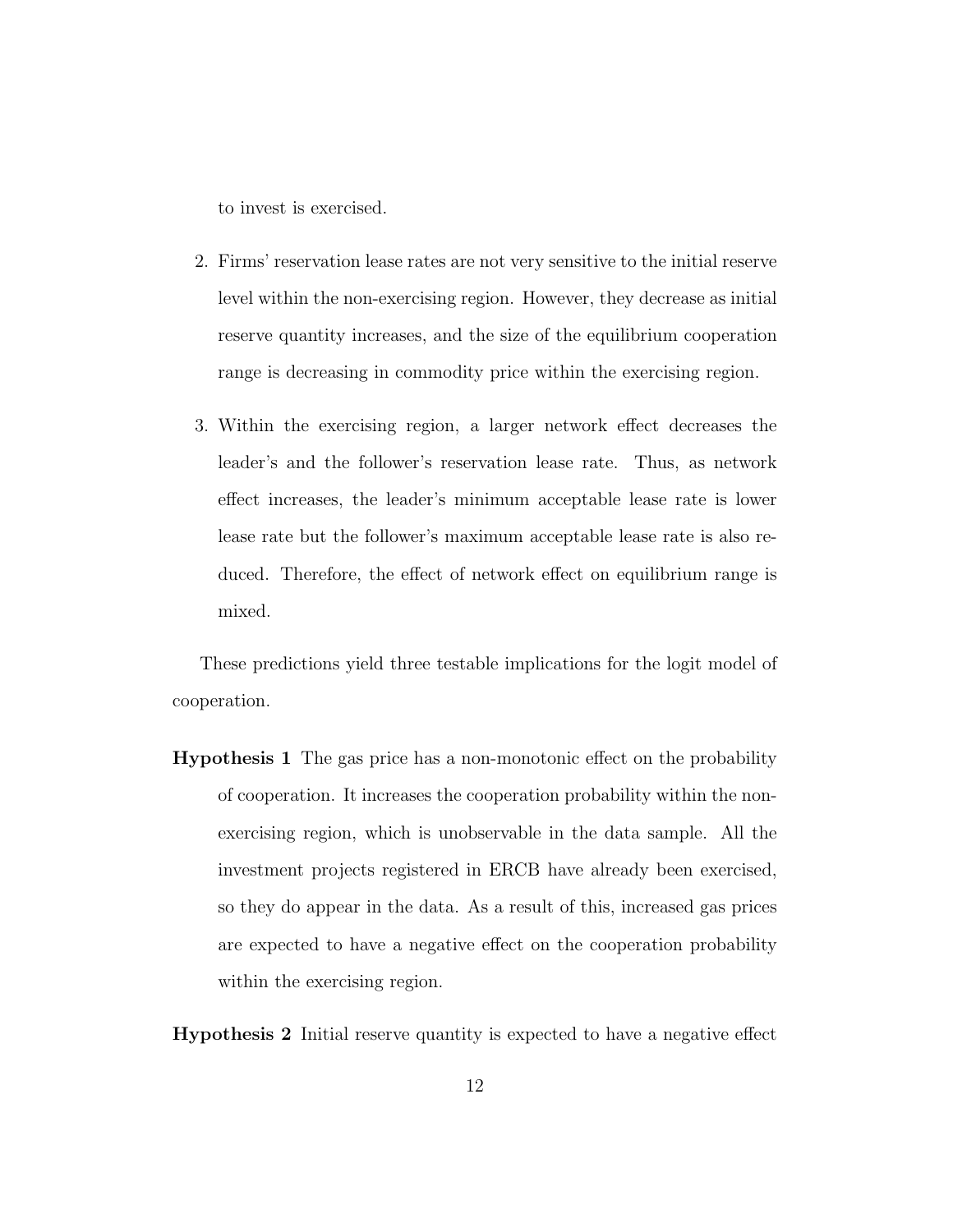to invest is exercised.

2. Firms' reservation lease rates are not very sensitive to the initial reserve level within the non-exercising region. However, they decrease as initial reserve quantity increases, and the size of the equilibrium cooperation range is decreasing in commodity price within the exercising region.

3. Within the exercising region, a larger network effect decreases the leader's and the follower's reservation lease rate. Thus, as network effect increases, the leader's minimum acceptable lease rate is lower lease rate but the follower's maximum acceptable lease rate is also reduced. Therefore, the effect of network effect on equilibrium range is mixed.

These predictions yield three testable implications for the logit model of cooperation.

**Hypothesis 1** The gas price has a non-monotonic effect on the probability of cooperation. It increases the cooperation probability within the non-exercising region, which is unobservable in the data sample. All the investment projects registered in ERCB have already been exercised, so they do appear in the data. As a result of this, increased gas prices are expected to have a negative effect on the cooperation probability within the exercising region.

**Hypothesis 2** Initial reserve quantity is expected to have a negative effect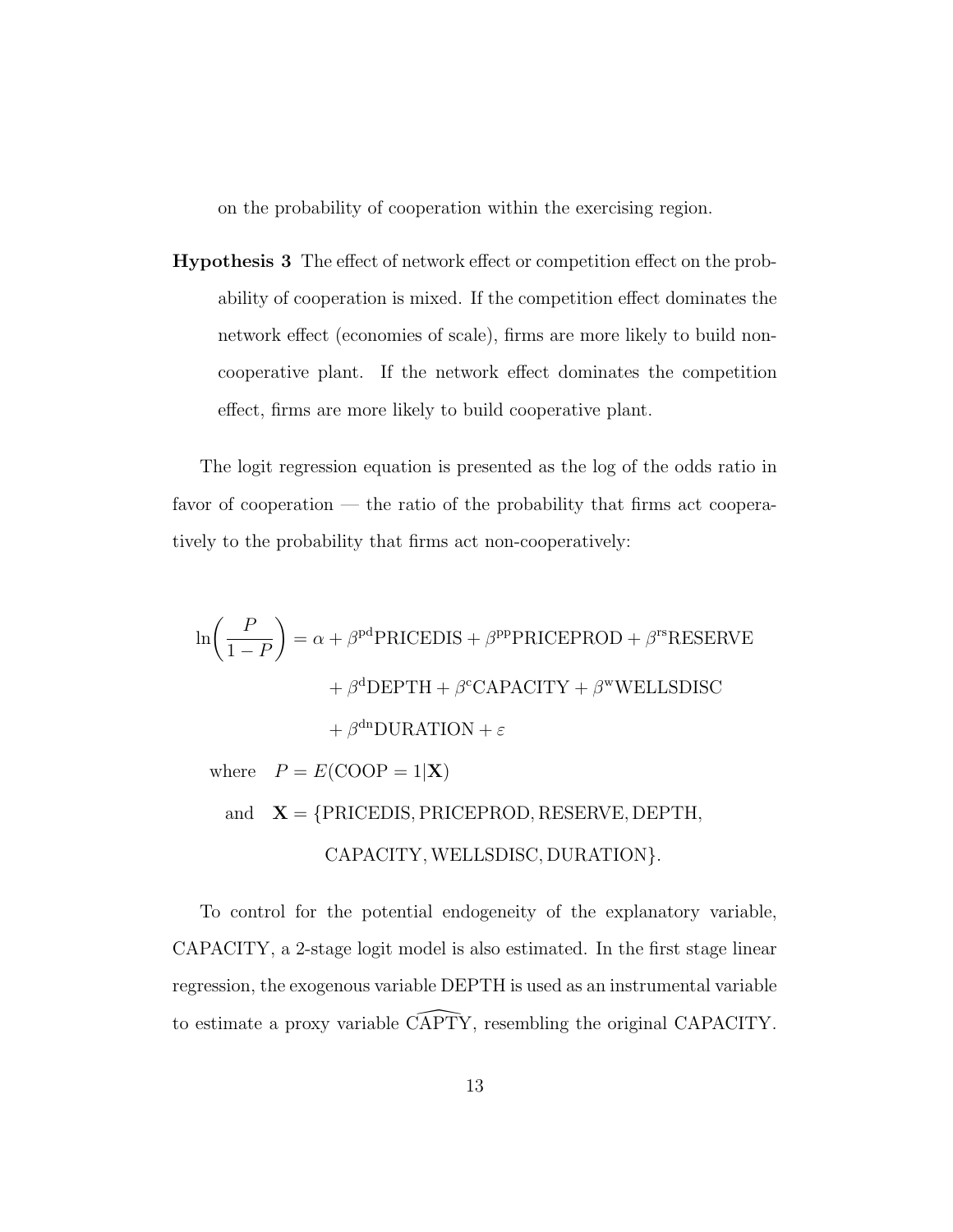on the probability of cooperation within the exercising region.

**Hypothesis 3** The effect of network effect or competition effect on the probability of cooperation is mixed. If the competition effect dominates the network effect (economies of scale), firms are more likely to build non-cooperative plant. If the network effect dominates the competition effect, firms are more likely to build cooperative plant.

The logit regression equation is presented as the log of the odds ratio in favor of cooperation — the ratio of the probability that firms act cooperatively to the probability that firms act non-cooperatively:

$$
\begin{aligned}
\ln\left(\frac{P}{1-P}\right) = \alpha &+ \beta^{\mathrm{pd}}\mathrm{PRICEDIS} + \beta^{\mathrm{pp}}\mathrm{PRICEPROD} + \beta^{\mathrm{rs}}\mathrm{RESERVE} \\
&+ \beta^{\mathrm{d}}\mathrm{DEPTH} + \beta^{\mathrm{c}}\mathrm{CAPACITY} + \beta^{\mathrm{w}}\mathrm{WELLSDISC} \\
&+ \beta^{\mathrm{dn}}\mathrm{DURATION} + \varepsilon
\end{aligned}
$$

$$
\begin{aligned}
\text{where} \quad & P = E(\mathrm{COOP} = 1|\mathbf{X}) \\
\text{and} \quad & \mathbf{X} = \{\mathrm{PRICEDIS}, \mathrm{PRICEPROD}, \mathrm{RESERVE}, \mathrm{DEPTH}, \\
& \qquad \mathrm{CAPACITY}, \mathrm{WELLSDISC}, \mathrm{DURATION}\}.
\end{aligned}
$$

To control for the potential endogeneity of the explanatory variable, CAPACITY, a 2-stage logit model is also estimated. In the first stage linear regression, the exogenous variable DEPTH is used as an instrumental variable to estimate a proxy variable $\widehat{\mathrm{CAPTY}}$, resembling the original CAPACITY.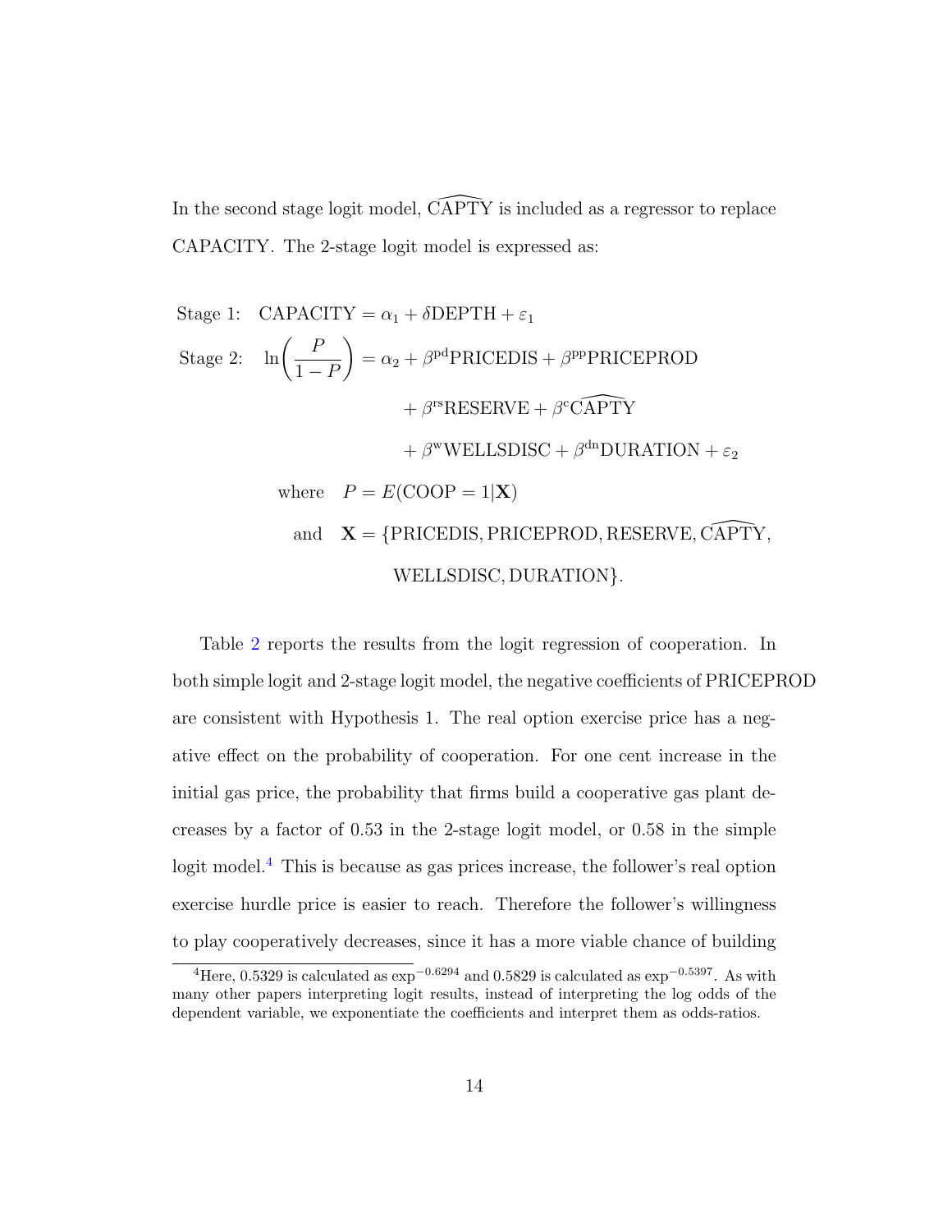In the second stage logit model, $\widehat{\text{CAPTY}}$ is included as a regressor to replace CAPACITY. The 2-stage logit model is expressed as:

$$
\begin{aligned}
&\text{Stage 1:} \quad \text{CAPACITY} = \alpha_1 + \delta\text{DEPTH} + \varepsilon_1 \\
&\text{Stage 2:} \quad \ln\left(\frac{P}{1-P}\right) = \alpha_2 + \beta^{\text{pd}}\text{PRICEDIS} + \beta^{\text{pp}}\text{PRICEPROD} \\
&\qquad\qquad\qquad\qquad + \beta^{\text{rs}}\text{RESERVE} + \beta^{\text{c}}\widehat{\text{CAPTY}} \\
&\qquad\qquad\qquad\qquad + \beta^{\text{w}}\text{WELLSDISC} + \beta^{\text{dn}}\text{DURATION} + \varepsilon_2 \\
&\qquad\quad \text{where} \quad P = E(\text{COOP} = 1|\mathbf{X}) \\
&\qquad\quad \text{and} \quad \mathbf{X} = \{\text{PRICEDIS}, \text{PRICEPROD}, \text{RESERVE}, \widehat{\text{CAPTY}}, \\
&\qquad\qquad\qquad\qquad \text{WELLSDISC}, \text{DURATION}\}.
\end{aligned}
$$

Table 2 reports the results from the logit regression of cooperation. In both simple logit and 2-stage logit model, the negative coefficients of PRICEPROD are consistent with Hypothesis 1. The real option exercise price has a negative effect on the probability of cooperation. For one cent increase in the initial gas price, the probability that firms build a cooperative gas plant decreases by a factor of 0.53 in the 2-stage logit model, or 0.58 in the simple logit model.[4] This is because as gas prices increase, the follower's real option exercise hurdle price is easier to reach. Therefore the follower's willingness to play cooperatively decreases, since it has a more viable chance of building

[4] Here, 0.5329 is calculated as $\exp^{-0.6294}$ and 0.5829 is calculated as $\exp^{-0.5397}$. As with many other papers interpreting logit results, instead of interpreting the log odds of the dependent variable, we exponentiate the coefficients and interpret them as odds-ratios.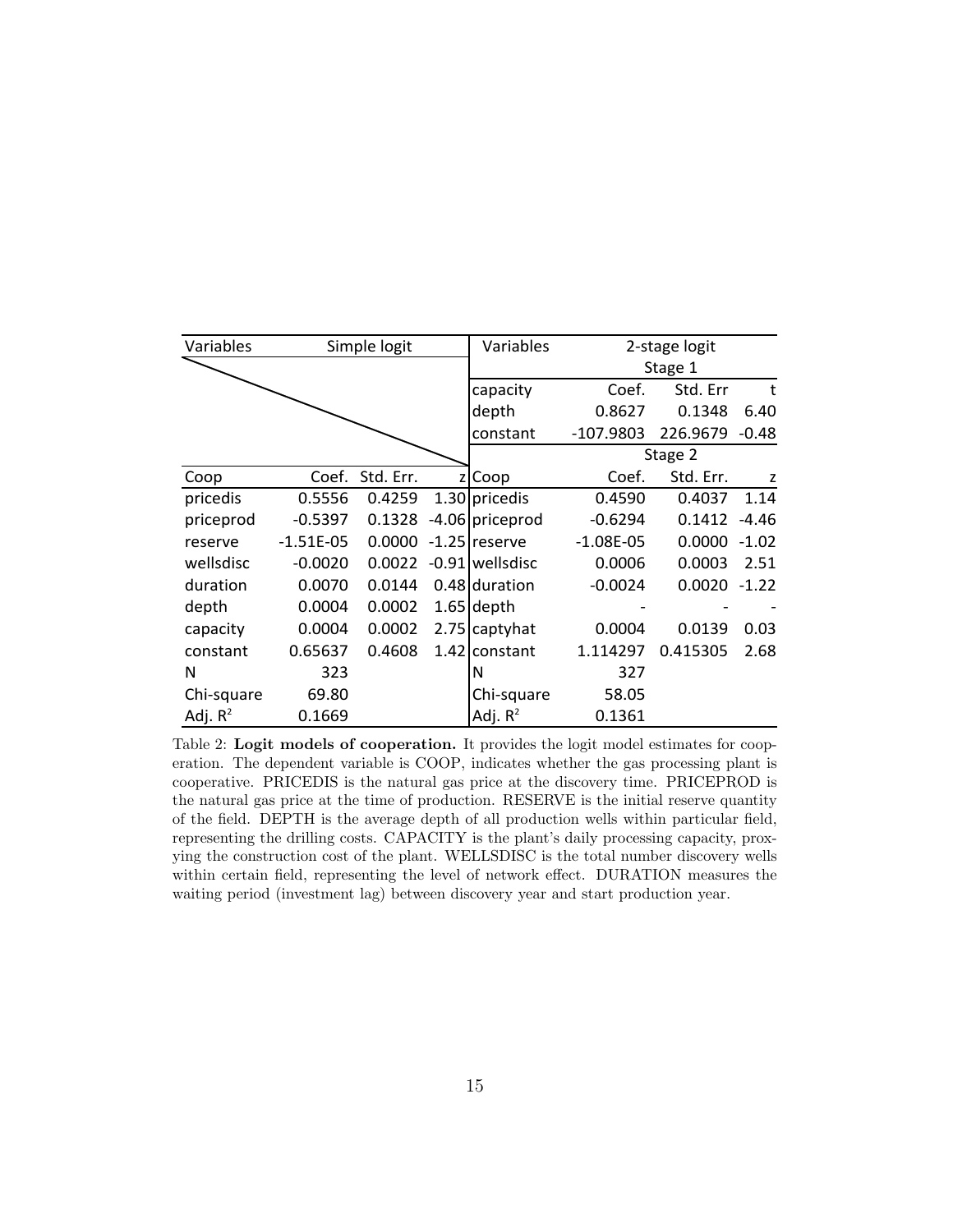| Variables | Simple logit | | | Variables | 2-stage logit | | |
|---|---|---|---|---|---|---|---|
| | | | | | Stage 1 | | |
| | | | | capacity | Coef. | Std. Err | t |
| | | | | depth | 0.8627 | 0.1348 | 6.40 |
| | | | | constant | -107.9803 | 226.9679 | -0.48 |
| | | | | | Stage 2 | | |
| Coop | Coef. | Std. Err. | z | Coop | Coef. | Std. Err. | z |
| pricedis | 0.5556 | 0.4259 | 1.30 | pricedis | 0.4590 | 0.4037 | 1.14 |
| priceprod | -0.5397 | 0.1328 | -4.06 | priceprod | -0.6294 | 0.1412 | -4.46 |
| reserve | -1.51E-05 | 0.0000 | -1.25 | reserve | -1.08E-05 | 0.0000 | -1.02 |
| wellsdisc | -0.0020 | 0.0022 | -0.91 | wellsdisc | 0.0006 | 0.0003 | 2.51 |
| duration | 0.0070 | 0.0144 | 0.48 | duration | -0.0024 | 0.0020 | -1.22 |
| depth | 0.0004 | 0.0002 | 1.65 | depth | - | - | - |
| capacity | 0.0004 | 0.0002 | 2.75 | captyhat | 0.0004 | 0.0139 | 0.03 |
| constant | 0.65637 | 0.4608 | 1.42 | constant | 1.114297 | 0.415305 | 2.68 |
| N | 323 | | | N | 327 | | |
| Chi-square | 69.80 | | | Chi-square | 58.05 | | |
| Adj. $R^2$ | 0.1669 | | | Adj. $R^2$ | 0.1361 | | |

Table 2: **Logit models of cooperation.** It provides the logit model estimates for cooperation. The dependent variable is COOP, indicates whether the gas processing plant is cooperative. PRICEDIS is the natural gas price at the discovery time. PRICEPROD is the natural gas price at the time of production. RESERVE is the initial reserve quantity of the field. DEPTH is the average depth of all production wells within particular field, representing the drilling costs. CAPACITY is the plant's daily processing capacity, proxying the construction cost of the plant. WELLSDISC is the total number discovery wells within certain field, representing the level of network effect. DURATION measures the waiting period (investment lag) between discovery year and start production year.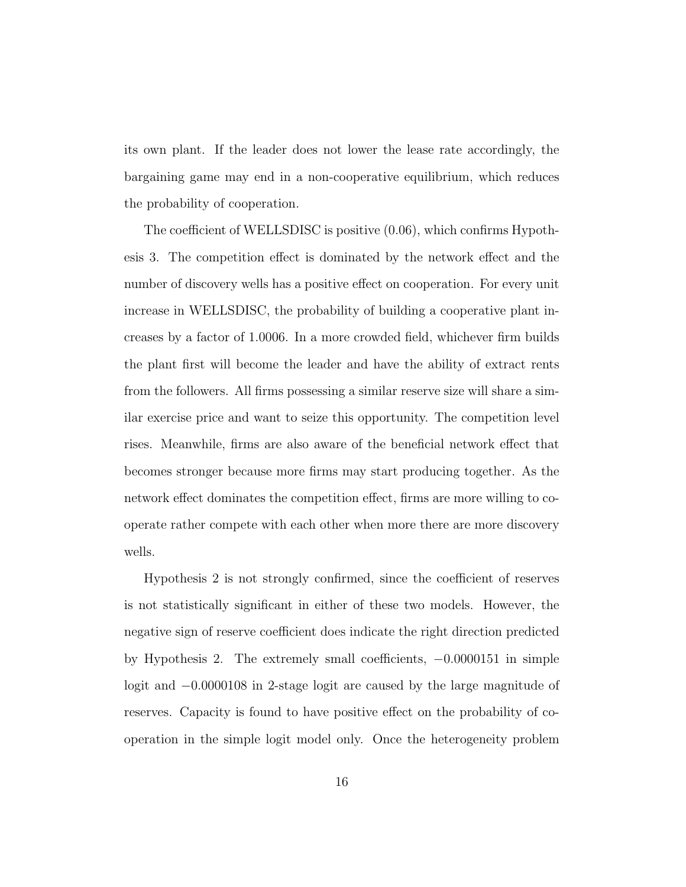its own plant. If the leader does not lower the lease rate accordingly, the bargaining game may end in a non-cooperative equilibrium, which reduces the probability of cooperation.

The coefficient of WELLSDISC is positive (0.06), which confirms Hypothesis 3. The competition effect is dominated by the network effect and the number of discovery wells has a positive effect on cooperation. For every unit increase in WELLSDISC, the probability of building a cooperative plant increases by a factor of 1.0006. In a more crowded field, whichever firm builds the plant first will become the leader and have the ability of extract rents from the followers. All firms possessing a similar reserve size will share a similar exercise price and want to seize this opportunity. The competition level rises. Meanwhile, firms are also aware of the beneficial network effect that becomes stronger because more firms may start producing together. As the network effect dominates the competition effect, firms are more willing to cooperate rather compete with each other when more there are more discovery wells.

Hypothesis 2 is not strongly confirmed, since the coefficient of reserves is not statistically significant in either of these two models. However, the negative sign of reserve coefficient does indicate the right direction predicted by Hypothesis 2. The extremely small coefficients, $-0.0000151$ in simple logit and $-0.0000108$ in 2-stage logit are caused by the large magnitude of reserves. Capacity is found to have positive effect on the probability of cooperation in the simple logit model only. Once the heterogeneity problem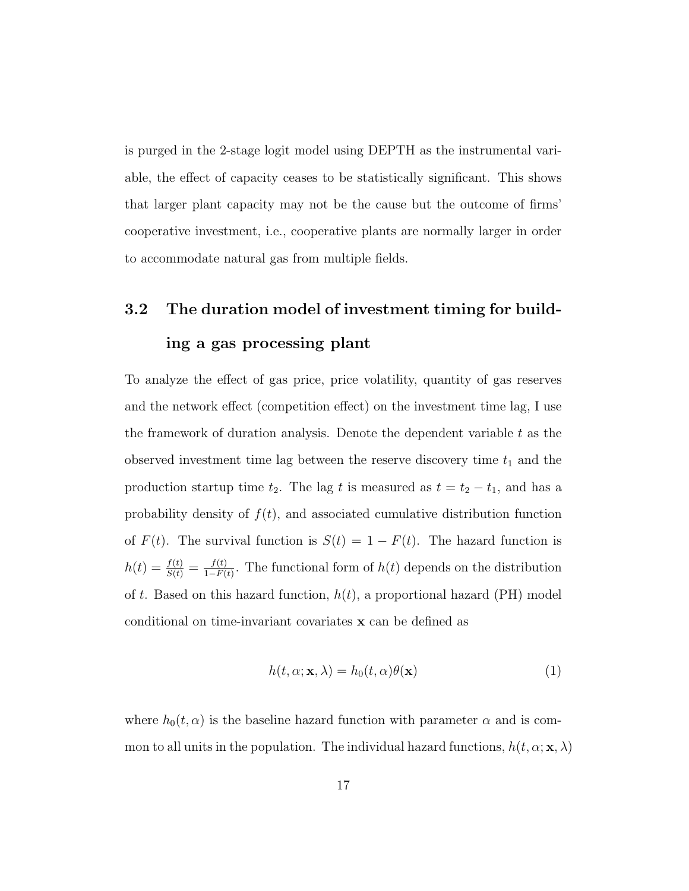is purged in the 2-stage logit model using DEPTH as the instrumental variable, the effect of capacity ceases to be statistically significant. This shows that larger plant capacity may not be the cause but the outcome of firms' cooperative investment, i.e., cooperative plants are normally larger in order to accommodate natural gas from multiple fields.

## 3.2 The duration model of investment timing for building a gas processing plant

To analyze the effect of gas price, price volatility, quantity of gas reserves and the network effect (competition effect) on the investment time lag, I use the framework of duration analysis. Denote the dependent variable $t$ as the observed investment time lag between the reserve discovery time $t_1$ and the production startup time $t_2$. The lag $t$ is measured as $t = t_2 - t_1$, and has a probability density of $f(t)$, and associated cumulative distribution function of $F(t)$. The survival function is $S(t) = 1 - F(t)$. The hazard function is $h(t) = \frac{f(t)}{S(t)} = \frac{f(t)}{1-F(t)}$. The functional form of $h(t)$ depends on the distribution of $t$. Based on this hazard function, $h(t)$, a proportional hazard (PH) model conditional on time-invariant covariates $\mathbf{x}$ can be defined as

$$h(t, \alpha; \mathbf{x}, \lambda) = h_0(t, \alpha)\theta(\mathbf{x}) \tag{1}$$

where $h_0(t, \alpha)$ is the baseline hazard function with parameter $\alpha$ and is common to all units in the population. The individual hazard functions, $h(t, \alpha; \mathbf{x}, \lambda)$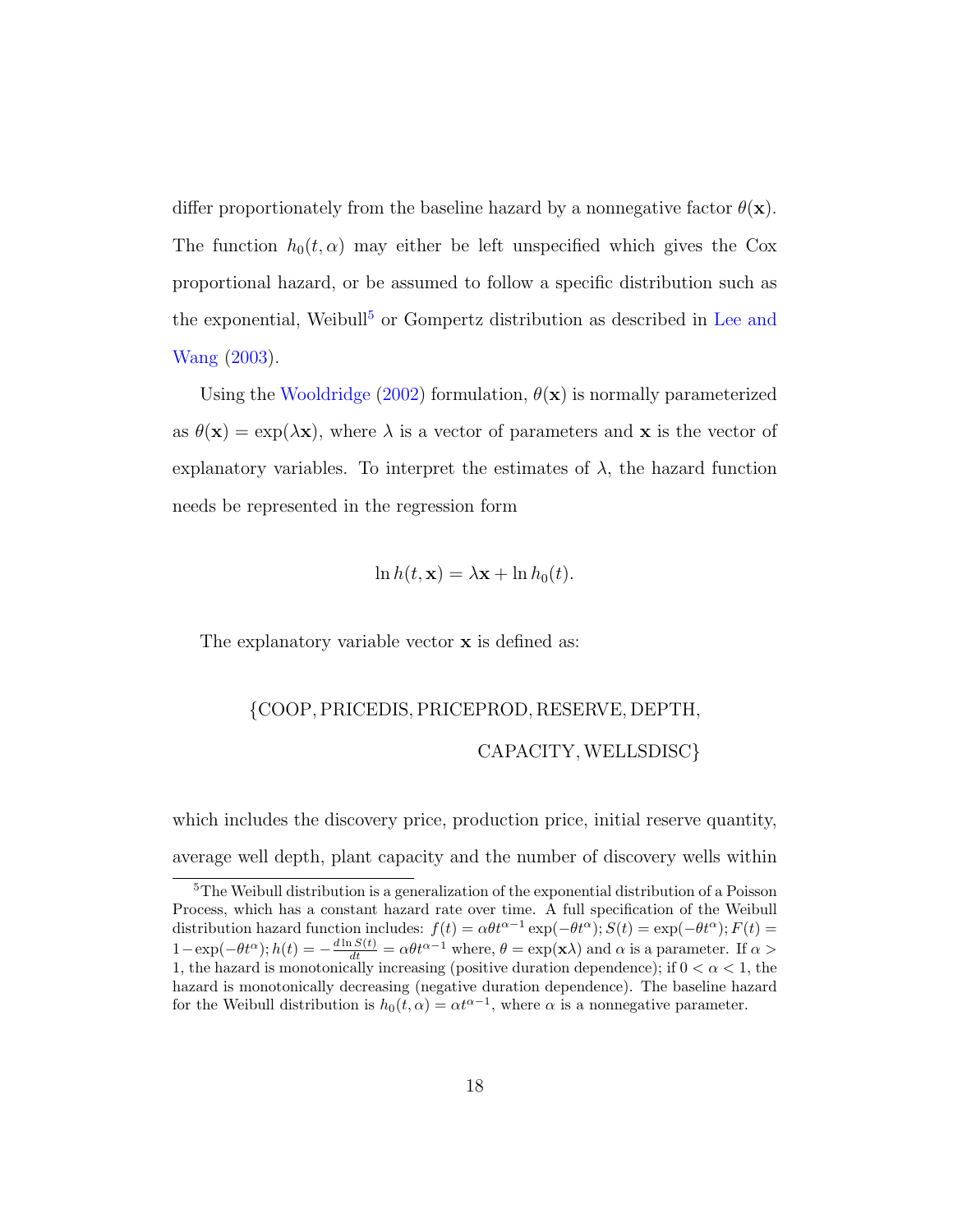differ proportionately from the baseline hazard by a nonnegative factor $\theta(\mathbf{x})$. The function $h_0(t, \alpha)$ may either be left unspecified which gives the Cox proportional hazard, or be assumed to follow a specific distribution such as the exponential, Weibull[5] or Gompertz distribution as described in Lee and Wang (2003).

Using the Wooldridge (2002) formulation, $\theta(\mathbf{x})$ is normally parameterized as $\theta(\mathbf{x}) = \exp(\lambda\mathbf{x})$, where $\lambda$ is a vector of parameters and $\mathbf{x}$ is the vector of explanatory variables. To interpret the estimates of $\lambda$, the hazard function needs be represented in the regression form

$$\ln h(t, \mathbf{x}) = \lambda\mathbf{x} + \ln h_0(t).$$

The explanatory variable vector $\mathbf{x}$ is defined as:

$$\{\text{COOP}, \text{PRICEDIS}, \text{PRICEPROD}, \text{RESERVE}, \text{DEPTH}, \\ \text{CAPACITY}, \text{WELLSDISC}\}$$

which includes the discovery price, production price, initial reserve quantity, average well depth, plant capacity and the number of discovery wells within

---

[5] The Weibull distribution is a generalization of the exponential distribution of a Poisson Process, which has a constant hazard rate over time. A full specification of the Weibull distribution hazard function includes: $f(t) = \alpha\theta t^{\alpha-1}\exp(-\theta t^{\alpha}); S(t) = \exp(-\theta t^{\alpha}); F(t) = 1 - \exp(-\theta t^{\alpha}); h(t) = -\frac{d \ln S(t)}{dt} = \alpha\theta t^{\alpha-1}$ where, $\theta = \exp(\mathbf{x}\lambda)$ and $\alpha$ is a parameter. If $\alpha > 1$, the hazard is monotonically increasing (positive duration dependence); if $0 < \alpha < 1$, the hazard is monotonically decreasing (negative duration dependence). The baseline hazard for the Weibull distribution is $h_0(t, \alpha) = \alpha t^{\alpha-1}$, where $\alpha$ is a nonnegative parameter.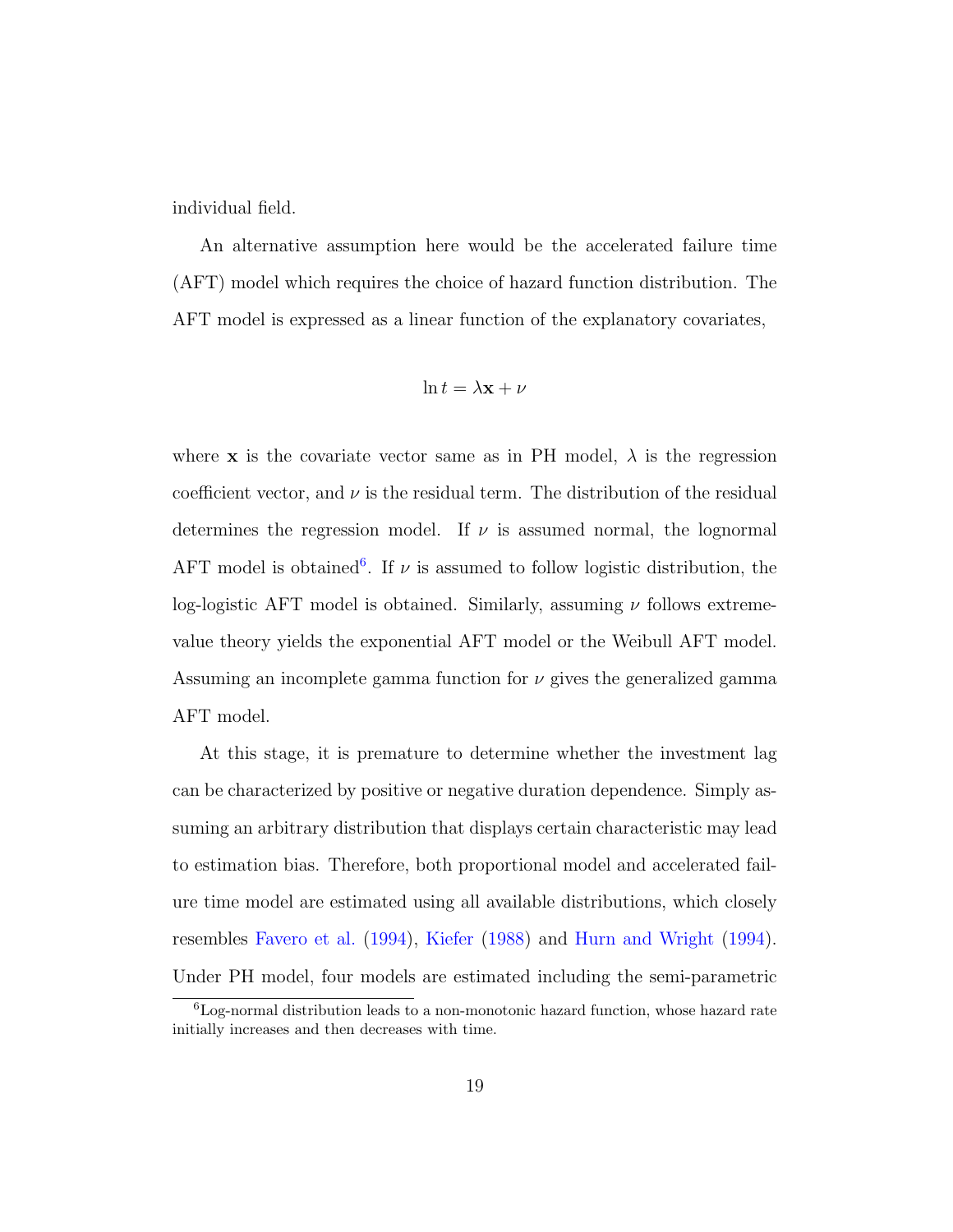individual field.

An alternative assumption here would be the accelerated failure time (AFT) model which requires the choice of hazard function distribution. The AFT model is expressed as a linear function of the explanatory covariates,

$$\ln t = \lambda \mathbf{x} + \nu$$

where $\mathbf{x}$ is the covariate vector same as in PH model, $\lambda$ is the regression coefficient vector, and $\nu$ is the residual term. The distribution of the residual determines the regression model. If $\nu$ is assumed normal, the lognormal AFT model is obtained[6]. If $\nu$ is assumed to follow logistic distribution, the log-logistic AFT model is obtained. Similarly, assuming $\nu$ follows extreme-value theory yields the exponential AFT model or the Weibull AFT model. Assuming an incomplete gamma function for $\nu$ gives the generalized gamma AFT model.

At this stage, it is premature to determine whether the investment lag can be characterized by positive or negative duration dependence. Simply assuming an arbitrary distribution that displays certain characteristic may lead to estimation bias. Therefore, both proportional model and accelerated failure time model are estimated using all available distributions, which closely resembles Favero et al. (1994), Kiefer (1988) and Hurn and Wright (1994). Under PH model, four models are estimated including the semi-parametric

[6] Log-normal distribution leads to a non-monotonic hazard function, whose hazard rate initially increases and then decreases with time.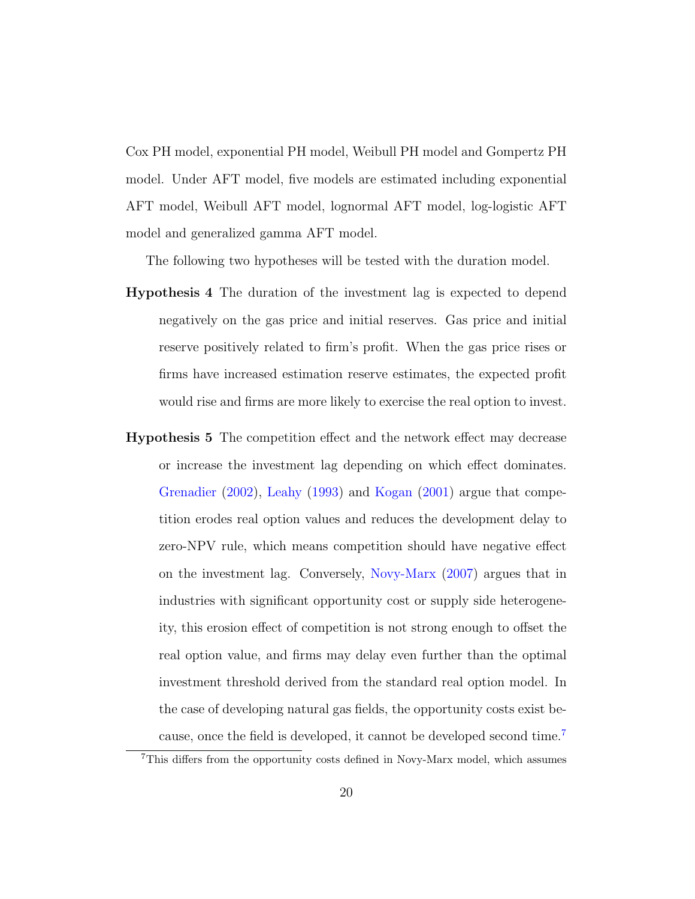Cox PH model, exponential PH model, Weibull PH model and Gompertz PH model. Under AFT model, five models are estimated including exponential AFT model, Weibull AFT model, lognormal AFT model, log-logistic AFT model and generalized gamma AFT model.

The following two hypotheses will be tested with the duration model.

**Hypothesis 4** The duration of the investment lag is expected to depend negatively on the gas price and initial reserves. Gas price and initial reserve positively related to firm's profit. When the gas price rises or firms have increased estimation reserve estimates, the expected profit would rise and firms are more likely to exercise the real option to invest.

**Hypothesis 5** The competition effect and the network effect may decrease or increase the investment lag depending on which effect dominates. Grenadier (2002), Leahy (1993) and Kogan (2001) argue that competition erodes real option values and reduces the development delay to zero-NPV rule, which means competition should have negative effect on the investment lag. Conversely, Novy-Marx (2007) argues that in industries with significant opportunity cost or supply side heterogeneity, this erosion effect of competition is not strong enough to offset the real option value, and firms may delay even further than the optimal investment threshold derived from the standard real option model. In the case of developing natural gas fields, the opportunity costs exist because, once the field is developed, it cannot be developed second time.[7]

[7] This differs from the opportunity costs defined in Novy-Marx model, which assumes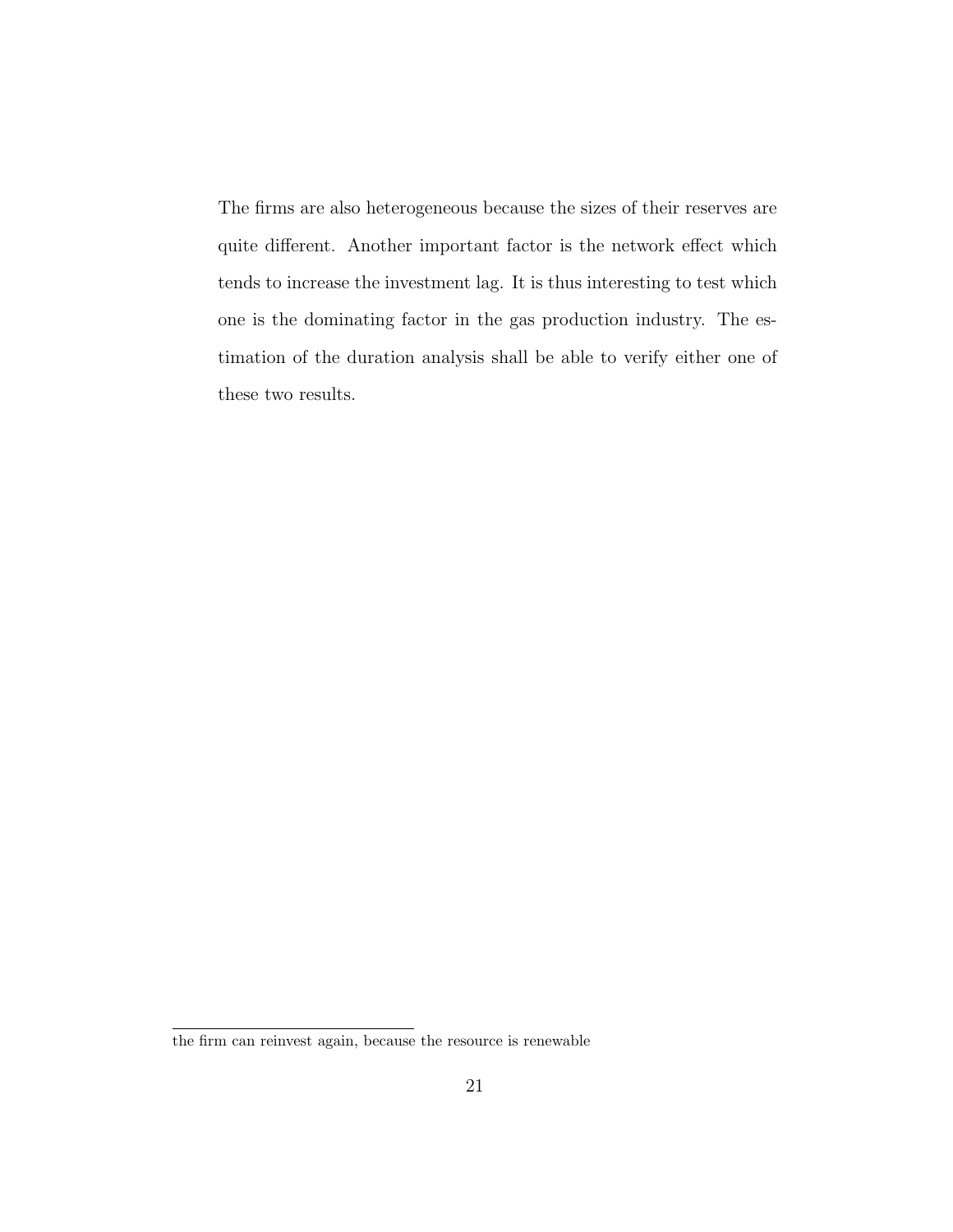The firms are also heterogeneous because the sizes of their reserves are quite different. Another important factor is the network effect which tends to increase the investment lag. It is thus interesting to test which one is the dominating factor in the gas production industry. The estimation of the duration analysis shall be able to verify either one of these two results.

---

the firm can reinvest again, because the resource is renewable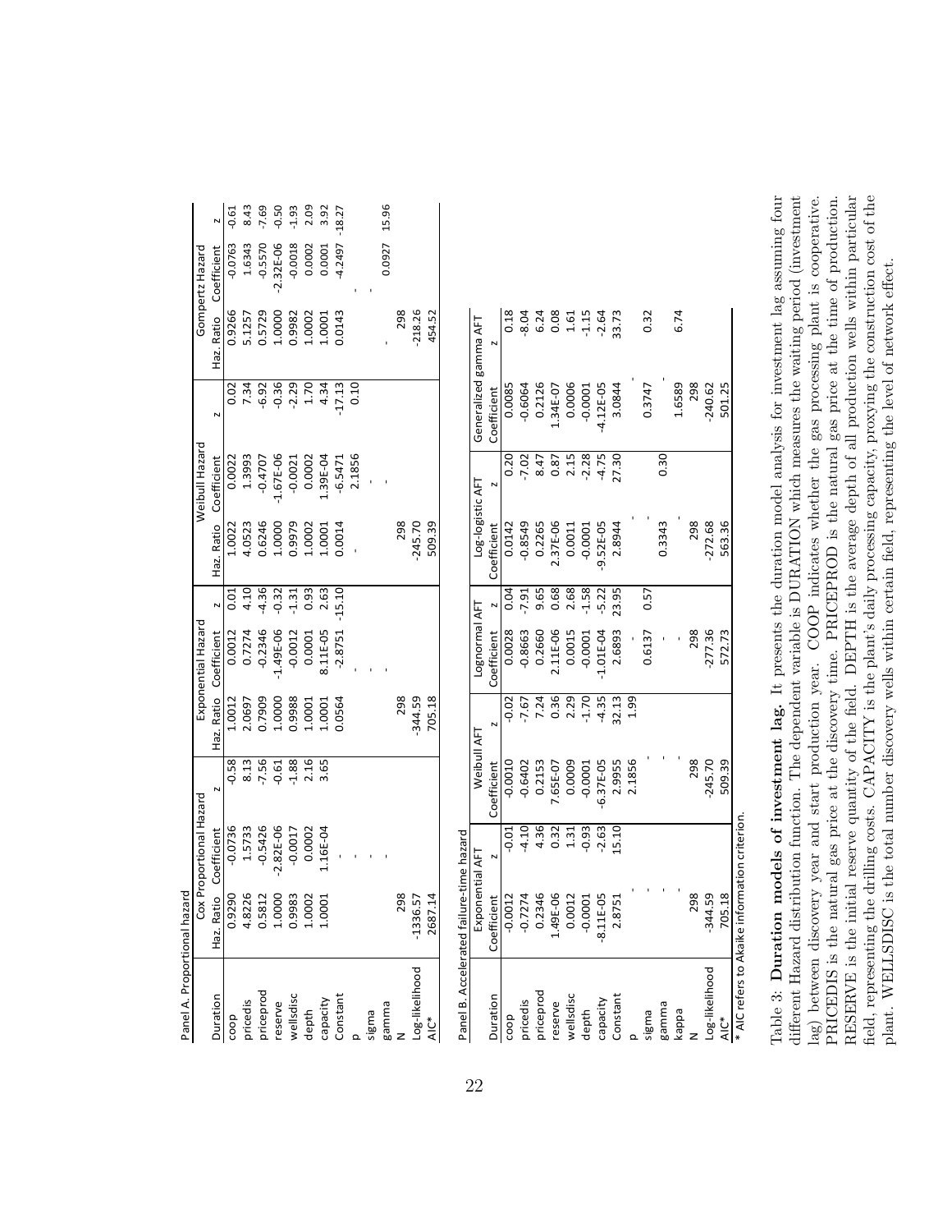Panel A. Proportional hazard

| Duration | Cox Proportional Hazard | | | Exponential Hazard | | | Weibull Hazard | | | Gompertz Hazard | | |
|---|---|---|---|---|---|---|---|---|---|---|---|---|
| | Haz. Ratio | Coefficient | z | Haz. Ratio | Coefficient | z | Haz. Ratio | Coefficient | z | Haz. Ratio | Coefficient | z |
| coop | 0.9290 | -0.0736 | -0.58 | 1.0012 | 0.0012 | 0.01 | 1.0022 | 0.0022 | 0.02 | 0.9266 | -0.0763 | -0.61 |
| pricedis | 4.8226 | 1.5733 | 8.13 | 2.0697 | 0.7274 | 4.10 | 4.0523 | 1.3993 | 7.34 | 5.1257 | 1.6343 | 8.43 |
| priceprod | 0.5812 | -0.5426 | -7.56 | 0.7909 | -0.2346 | -4.36 | 0.6246 | -0.4707 | -6.92 | 0.5729 | -0.5570 | -7.69 |
| reserve | 1.0000 | -2.82E-06 | -0.61 | 1.0000 | -1.49E-06 | -0.32 | 1.0000 | -1.67E-06 | -0.36 | 1.0000 | -2.32E-06 | -0.50 |
| wellsdisc | 0.9983 | -0.0017 | -1.88 | 0.9988 | -0.0012 | -1.31 | 0.9979 | -0.0021 | -2.29 | 0.9982 | -0.0018 | -1.93 |
| depth | 1.0002 | 0.0002 | 2.16 | 1.0001 | 0.0001 | 0.93 | 1.0002 | 0.0002 | 1.70 | 1.0002 | 0.0002 | 2.09 |
| capacity | 1.0001 | 1.16E-04 | 3.65 | 1.0001 | 8.11E-05 | 2.63 | 1.0001 | 1.39E-04 | 4.34 | 1.0001 | 0.0001 | 3.92 |
| Constant | | - | | 0.0564 | -2.8751 | -15.10 | 0.0014 | -6.5471 | -17.13 | 0.0143 | -4.2497 | -18.27 |
| p | | - | | | - | | - | 2.1856 | 0.10 | | - | |
| sigma | | - | | | - | | | - | | | - | |
| gamma | | - | | | - | | | - | | | 0.0927 | 15.96 |
| N | 298 | | | 298 | | | 298 | | | 298 | | |
| Log-likelihood | -1336.57 | | | -344.59 | | | -245.70 | | | -218.26 | | |
| AIC* | 2687.14 | | | 705.18 | | | 509.39 | | | 454.52 | | |

Panel B. Accelerated failure-time hazard

| Duration | Exponential AFT | | Weibull AFT | | Lognormal AFT | | Log-logistic AFT | | Generalized gamma AFT | |
|---|---|---|---|---|---|---|---|---|---|---|
| | Coefficient | z | Coefficient | z | Coefficient | z | Coefficient | z | Coefficient | z |
| coop | -0.0012 | -0.01 | -0.0010 | -0.02 | 0.0028 | 0.04 | 0.0142 | 0.20 | 0.0085 | 0.18 |
| pricedis | -0.7274 | -4.10 | -0.6402 | -7.67 | -0.8663 | -7.91 | -0.8549 | -7.02 | -0.6064 | -8.04 |
| priceprod | 0.2346 | 4.36 | 0.2153 | 7.24 | 0.2660 | 9.65 | 0.2265 | 8.47 | 0.2126 | 6.24 |
| reserve | 1.49E-06 | 0.32 | 7.65E-07 | 0.36 | 2.11E-06 | 0.68 | 2.37E-06 | 0.87 | 1.34E-07 | 0.08 |
| wellsdisc | 0.0012 | 1.31 | 0.0009 | 2.29 | 0.0015 | 2.68 | 0.0011 | 2.15 | 0.0006 | 1.61 |
| depth | -0.0001 | -0.93 | -0.0001 | -1.70 | -0.0001 | -1.58 | -0.0001 | -2.28 | -0.0001 | -1.15 |
| capacity | -8.11E-05 | -2.63 | -6.37E-05 | -4.35 | -1.01E-04 | -5.22 | -9.52E-05 | -4.75 | -4.12E-05 | -2.64 |
| Constant | 2.8751 | 15.10 | 2.9955 | 32.13 | 2.6893 | 23.95 | 2.8944 | 27.30 | 3.0844 | 33.73 |
| p | - | | 2.1856 | 1.99 | - | | - | | - | |
| sigma | - | | - | | 0.6137 | 0.57 | - | | 0.3747 | 0.32 |
| gamma | - | | - | | - | | 0.3343 | 0.30 | - | |
| kappa | - | | - | | - | | - | | 1.6589 | 6.74 |
| N | 298 | | 298 | | 298 | | 298 | | 298 | |
| Log-likelihood | -344.59 | | -245.70 | | -277.36 | | -272.68 | | -240.62 | |
| AIC* | 705.18 | | 509.39 | | 572.73 | | 563.36 | | 501.25 | |

\* AIC refers to Akaike information criterion.

Table 3: **Duration models of investment lag.** It presents the duration model analysis for investment lag assuming four different Hazard distribution function. The dependent variable is DURATION which measures the waiting period (investment lag) between discovery year and start production year. COOP indicates whether the gas processing plant is cooperative. PRICEDIS is the natural gas price at the discovery time. PRICEPROD is the natural gas price at the time of production. RESERVE is the initial reserve quantity of the field. DEPTH is the average depth of all production wells within particular field, representing the drilling costs. CAPACITY is the plant's daily processing capacity, proxying the construction cost of the plant. WELLSDISC is the total number discovery wells within certain field, representing the level of network effect.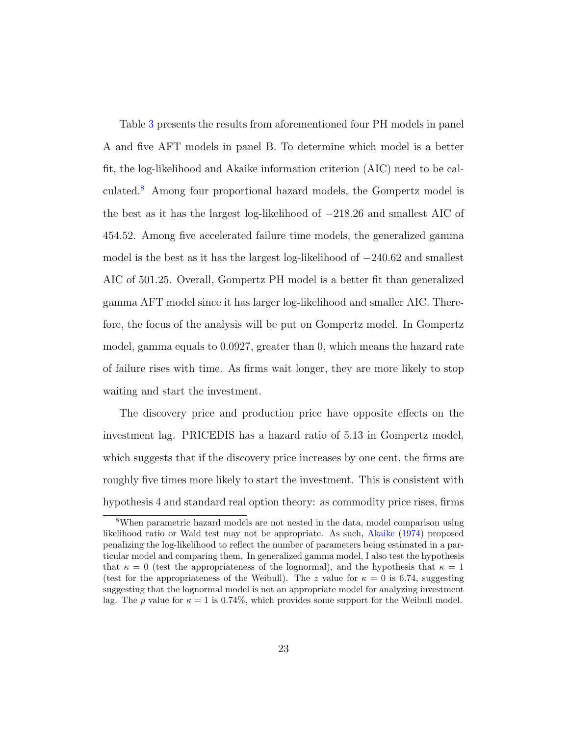Table 3 presents the results from aforementioned four PH models in panel A and five AFT models in panel B. To determine which model is a better fit, the log-likelihood and Akaike information criterion (AIC) need to be calculated.[8] Among four proportional hazard models, the Gompertz model is the best as it has the largest log-likelihood of $-218.26$ and smallest AIC of 454.52. Among five accelerated failure time models, the generalized gamma model is the best as it has the largest log-likelihood of $-240.62$ and smallest AIC of 501.25. Overall, Gompertz PH model is a better fit than generalized gamma AFT model since it has larger log-likelihood and smaller AIC. Therefore, the focus of the analysis will be put on Gompertz model. In Gompertz model, gamma equals to 0.0927, greater than 0, which means the hazard rate of failure rises with time. As firms wait longer, they are more likely to stop waiting and start the investment.

The discovery price and production price have opposite effects on the investment lag. PRICEDIS has a hazard ratio of 5.13 in Gompertz model, which suggests that if the discovery price increases by one cent, the firms are roughly five times more likely to start the investment. This is consistent with hypothesis 4 and standard real option theory: as commodity price rises, firms

[8] When parametric hazard models are not nested in the data, model comparison using likelihood ratio or Wald test may not be appropriate. As such, Akaike (1974) proposed penalizing the log-likelihood to reflect the number of parameters being estimated in a particular model and comparing them. In generalized gamma model, I also test the hypothesis that $\kappa = 0$ (test the appropriateness of the lognormal), and the hypothesis that $\kappa = 1$ (test for the appropriateness of the Weibull). The $z$ value for $\kappa = 0$ is 6.74, suggesting suggesting that the lognormal model is not an appropriate model for analyzing investment lag. The $p$ value for $\kappa = 1$ is 0.74%, which provides some support for the Weibull model.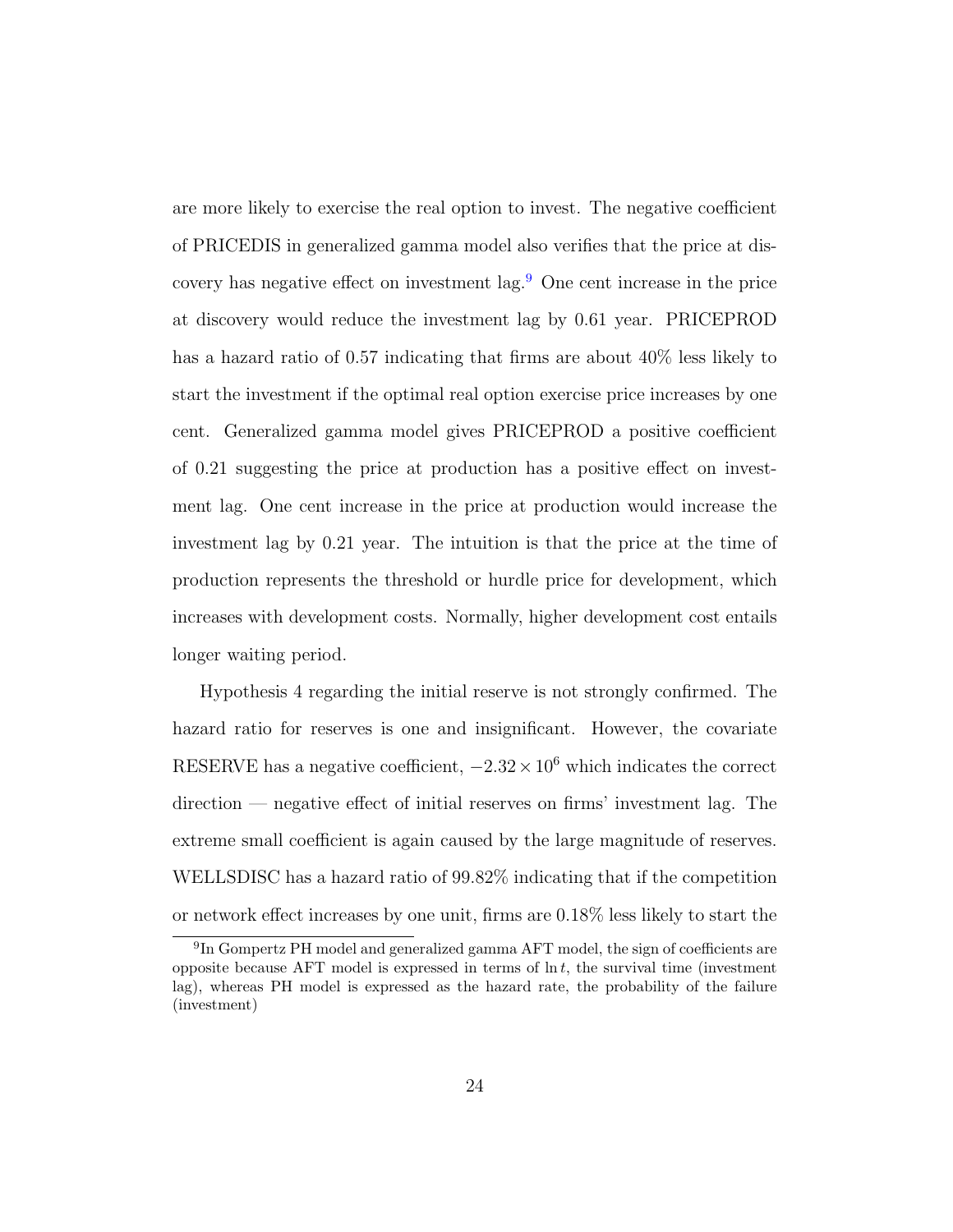are more likely to exercise the real option to invest. The negative coefficient of PRICEDIS in generalized gamma model also verifies that the price at discovery has negative effect on investment lag.[9] One cent increase in the price at discovery would reduce the investment lag by 0.61 year. PRICEPROD has a hazard ratio of 0.57 indicating that firms are about 40% less likely to start the investment if the optimal real option exercise price increases by one cent. Generalized gamma model gives PRICEPROD a positive coefficient of 0.21 suggesting the price at production has a positive effect on investment lag. One cent increase in the price at production would increase the investment lag by 0.21 year. The intuition is that the price at the time of production represents the threshold or hurdle price for development, which increases with development costs. Normally, higher development cost entails longer waiting period.

Hypothesis 4 regarding the initial reserve is not strongly confirmed. The hazard ratio for reserves is one and insignificant. However, the covariate RESERVE has a negative coefficient, $-2.32 \times 10^{6}$ which indicates the correct direction — negative effect of initial reserves on firms' investment lag. The extreme small coefficient is again caused by the large magnitude of reserves. WELLSDISC has a hazard ratio of 99.82% indicating that if the competition or network effect increases by one unit, firms are 0.18% less likely to start the

[9] In Gompertz PH model and generalized gamma AFT model, the sign of coefficients are opposite because AFT model is expressed in terms of $\ln t$, the survival time (investment lag), whereas PH model is expressed as the hazard rate, the probability of the failure (investment)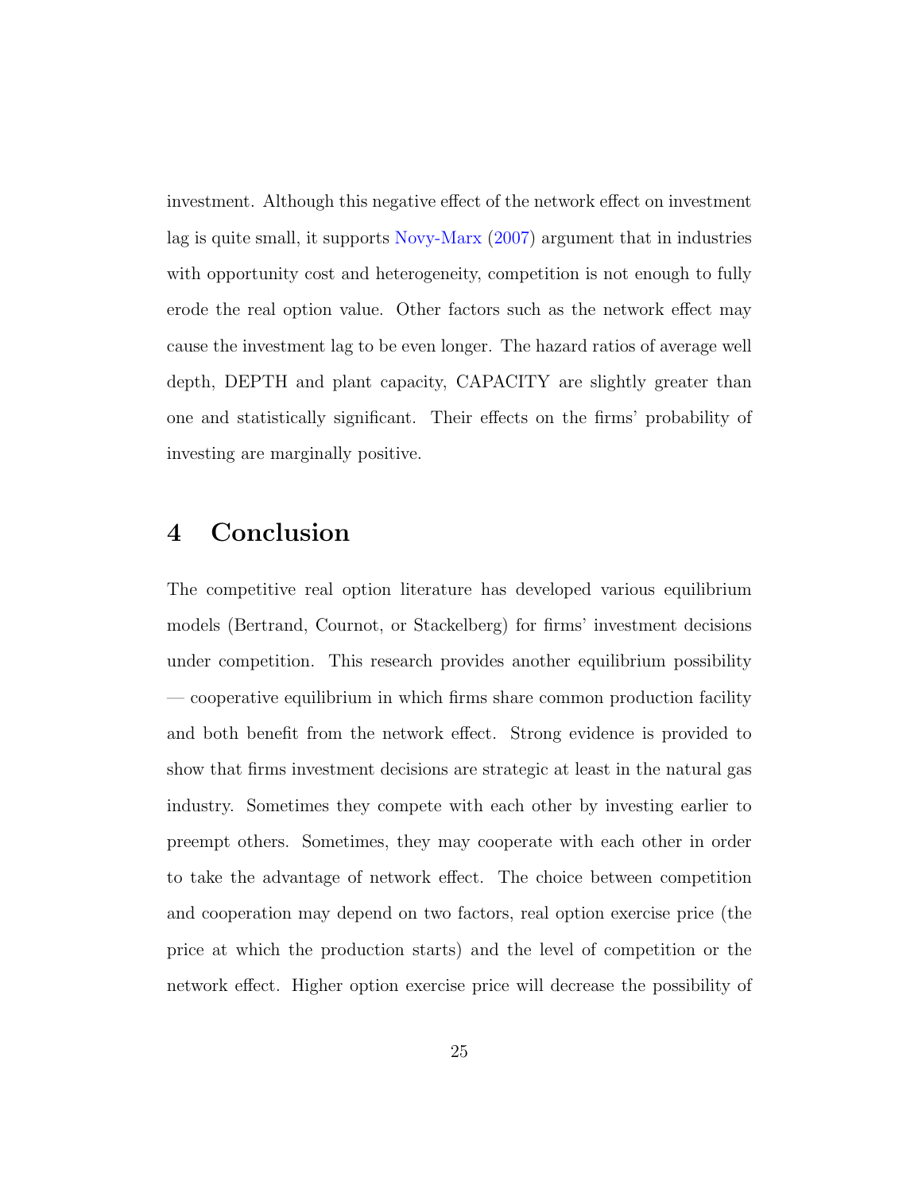investment. Although this negative effect of the network effect on investment lag is quite small, it supports Novy-Marx (2007) argument that in industries with opportunity cost and heterogeneity, competition is not enough to fully erode the real option value. Other factors such as the network effect may cause the investment lag to be even longer. The hazard ratios of average well depth, DEPTH and plant capacity, CAPACITY are slightly greater than one and statistically significant. Their effects on the firms' probability of investing are marginally positive.

# 4 Conclusion

The competitive real option literature has developed various equilibrium models (Bertrand, Cournot, or Stackelberg) for firms' investment decisions under competition. This research provides another equilibrium possibility — cooperative equilibrium in which firms share common production facility and both benefit from the network effect. Strong evidence is provided to show that firms investment decisions are strategic at least in the natural gas industry. Sometimes they compete with each other by investing earlier to preempt others. Sometimes, they may cooperate with each other in order to take the advantage of network effect. The choice between competition and cooperation may depend on two factors, real option exercise price (the price at which the production starts) and the level of competition or the network effect. Higher option exercise price will decrease the possibility of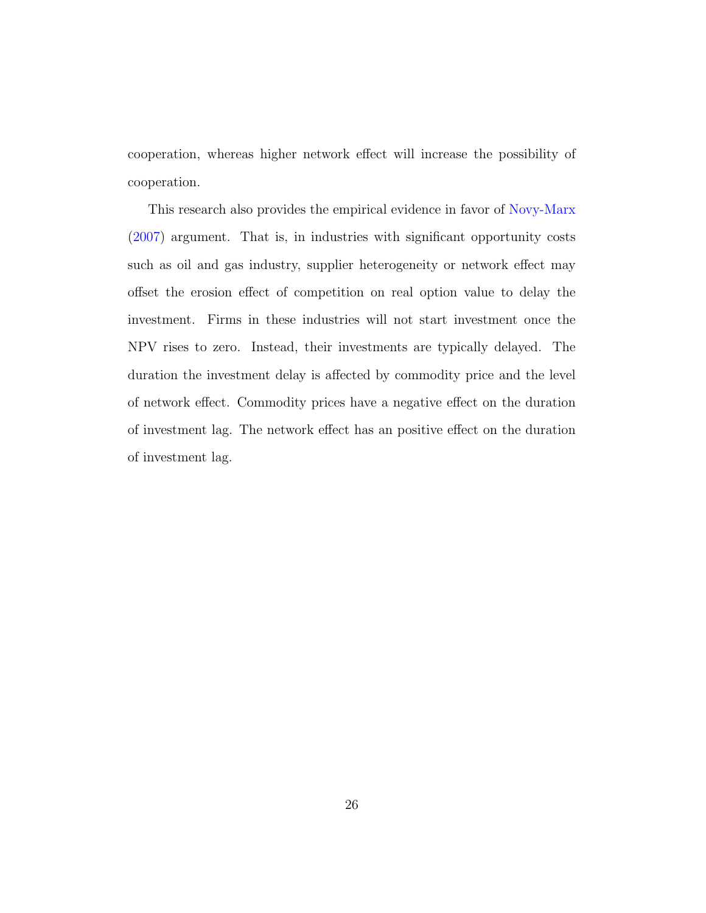cooperation, whereas higher network effect will increase the possibility of cooperation.

This research also provides the empirical evidence in favor of Novy-Marx (2007) argument. That is, in industries with significant opportunity costs such as oil and gas industry, supplier heterogeneity or network effect may offset the erosion effect of competition on real option value to delay the investment. Firms in these industries will not start investment once the NPV rises to zero. Instead, their investments are typically delayed. The duration the investment delay is affected by commodity price and the level of network effect. Commodity prices have a negative effect on the duration of investment lag. The network effect has an positive effect on the duration of investment lag.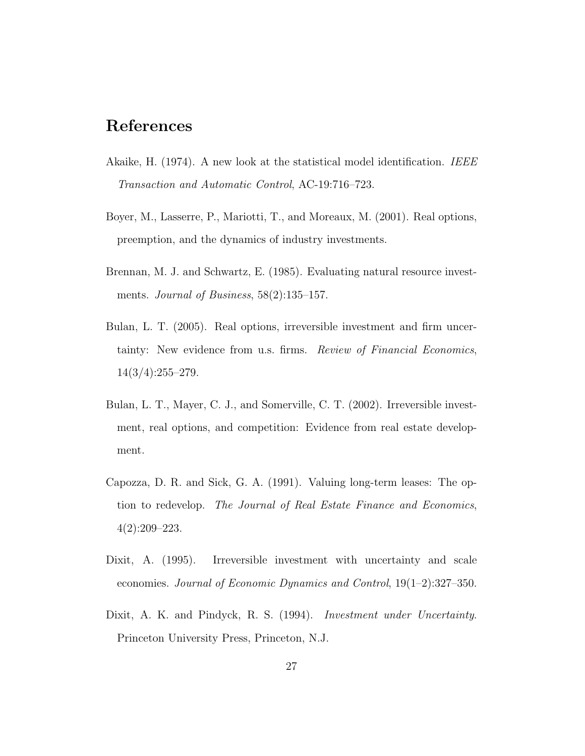# References

Akaike, H. (1974). A new look at the statistical model identification. *IEEE Transaction and Automatic Control*, AC-19:716–723.

Boyer, M., Lasserre, P., Mariotti, T., and Moreaux, M. (2001). Real options, preemption, and the dynamics of industry investments.

Brennan, M. J. and Schwartz, E. (1985). Evaluating natural resource investments. *Journal of Business*, 58(2):135–157.

Bulan, L. T. (2005). Real options, irreversible investment and firm uncertainty: New evidence from u.s. firms. *Review of Financial Economics*, 14(3/4):255–279.

Bulan, L. T., Mayer, C. J., and Somerville, C. T. (2002). Irreversible investment, real options, and competition: Evidence from real estate development.

Capozza, D. R. and Sick, G. A. (1991). Valuing long-term leases: The option to redevelop. *The Journal of Real Estate Finance and Economics*, 4(2):209–223.

Dixit, A. (1995). Irreversible investment with uncertainty and scale economies. *Journal of Economic Dynamics and Control*, 19(1–2):327–350.

Dixit, A. K. and Pindyck, R. S. (1994). *Investment under Uncertainty*. Princeton University Press, Princeton, N.J.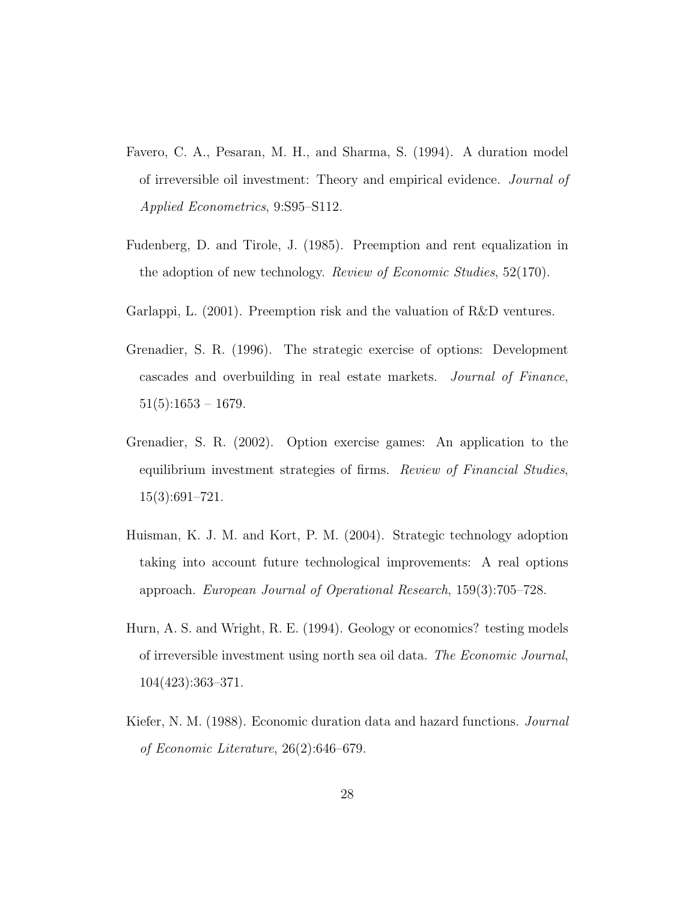Favero, C. A., Pesaran, M. H., and Sharma, S. (1994). A duration model of irreversible oil investment: Theory and empirical evidence. *Journal of Applied Econometrics*, 9:S95–S112.

Fudenberg, D. and Tirole, J. (1985). Preemption and rent equalization in the adoption of new technology. *Review of Economic Studies*, 52(170).

Garlappi, L. (2001). Preemption risk and the valuation of R&D ventures.

Grenadier, S. R. (1996). The strategic exercise of options: Development cascades and overbuilding in real estate markets. *Journal of Finance*, 51(5):1653 – 1679.

Grenadier, S. R. (2002). Option exercise games: An application to the equilibrium investment strategies of firms. *Review of Financial Studies*, 15(3):691–721.

Huisman, K. J. M. and Kort, P. M. (2004). Strategic technology adoption taking into account future technological improvements: A real options approach. *European Journal of Operational Research*, 159(3):705–728.

Hurn, A. S. and Wright, R. E. (1994). Geology or economics? testing models of irreversible investment using north sea oil data. *The Economic Journal*, 104(423):363–371.

Kiefer, N. M. (1988). Economic duration data and hazard functions. *Journal of Economic Literature*, 26(2):646–679.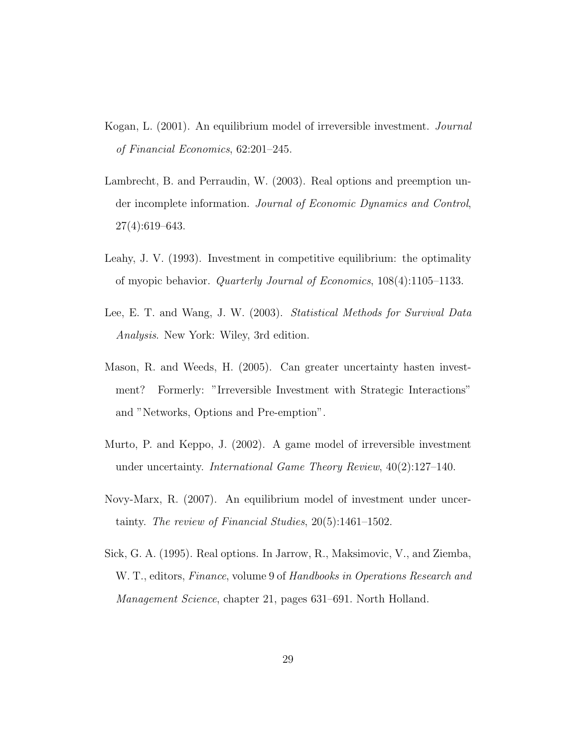Kogan, L. (2001). An equilibrium model of irreversible investment. *Journal of Financial Economics*, 62:201–245.

Lambrecht, B. and Perraudin, W. (2003). Real options and preemption under incomplete information. *Journal of Economic Dynamics and Control*, 27(4):619–643.

Leahy, J. V. (1993). Investment in competitive equilibrium: the optimality of myopic behavior. *Quarterly Journal of Economics*, 108(4):1105–1133.

Lee, E. T. and Wang, J. W. (2003). *Statistical Methods for Survival Data Analysis*. New York: Wiley, 3rd edition.

Mason, R. and Weeds, H. (2005). Can greater uncertainty hasten investment? Formerly: "Irreversible Investment with Strategic Interactions" and "Networks, Options and Pre-emption".

Murto, P. and Keppo, J. (2002). A game model of irreversible investment under uncertainty. *International Game Theory Review*, 40(2):127–140.

Novy-Marx, R. (2007). An equilibrium model of investment under uncertainty. *The review of Financial Studies*, 20(5):1461–1502.

Sick, G. A. (1995). Real options. In Jarrow, R., Maksimovic, V., and Ziemba, W. T., editors, *Finance*, volume 9 of *Handbooks in Operations Research and Management Science*, chapter 21, pages 631–691. North Holland.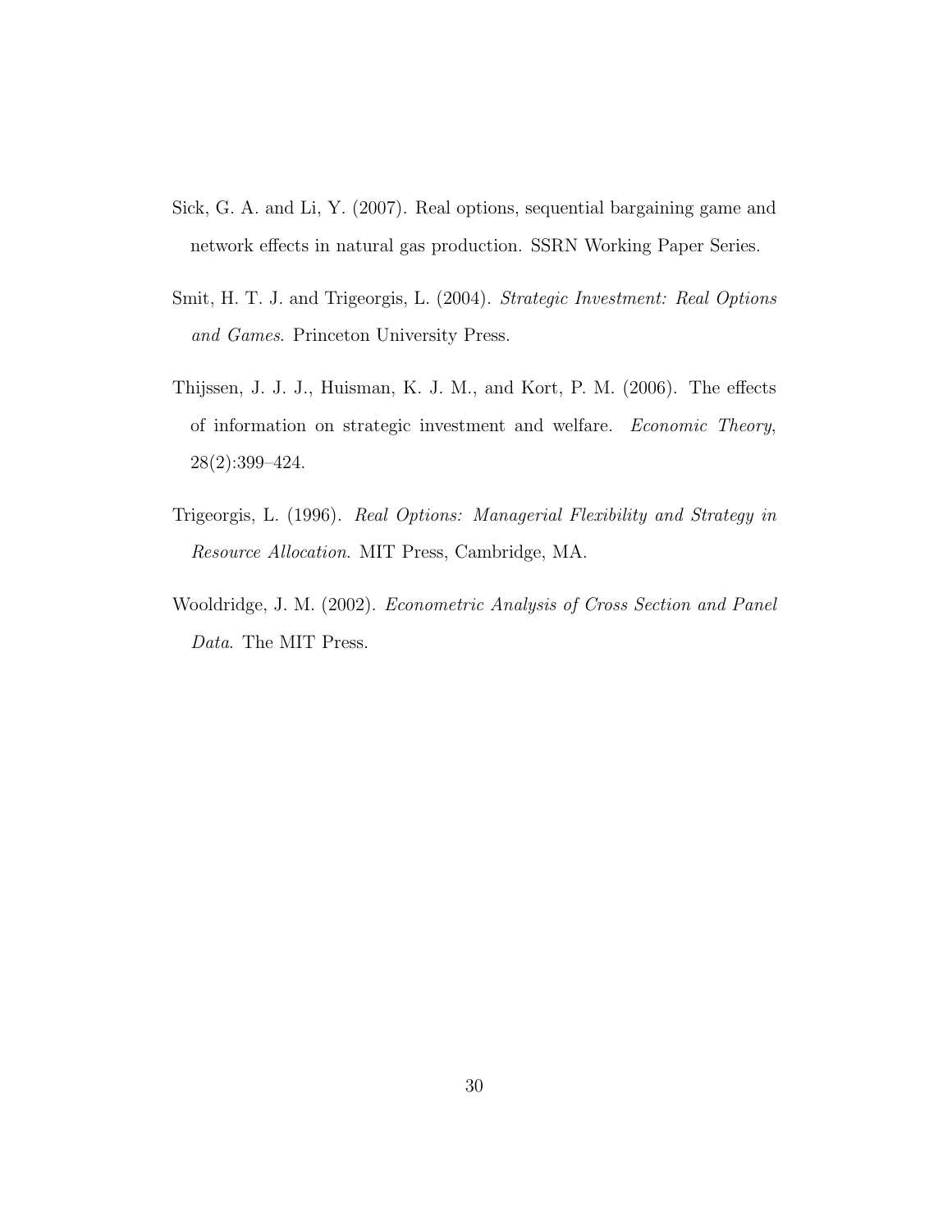Sick, G. A. and Li, Y. (2007). Real options, sequential bargaining game and network effects in natural gas production. SSRN Working Paper Series.

Smit, H. T. J. and Trigeorgis, L. (2004). *Strategic Investment: Real Options and Games*. Princeton University Press.

Thijssen, J. J. J., Huisman, K. J. M., and Kort, P. M. (2006). The effects of information on strategic investment and welfare. *Economic Theory*, 28(2):399–424.

Trigeorgis, L. (1996). *Real Options: Managerial Flexibility and Strategy in Resource Allocation*. MIT Press, Cambridge, MA.

Wooldridge, J. M. (2002). *Econometric Analysis of Cross Section and Panel Data*. The MIT Press.